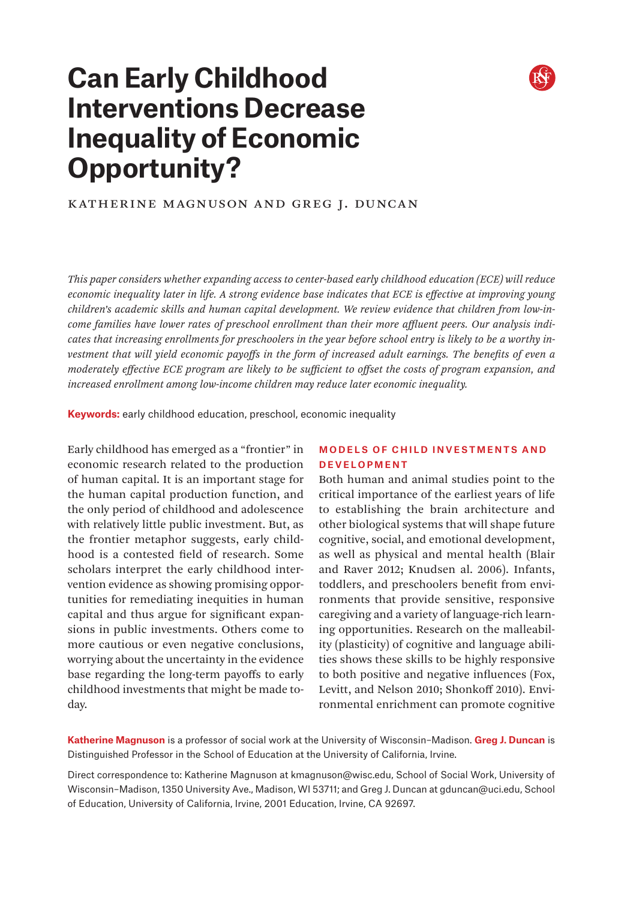# Can Early Childhood Interventions Decrease Inequality of Economic Opportunity?

Katherine Magnuson and Greg J. Duncan

*This paper considers whether expanding access to center-based early childhood education (ECE) will reduce economic inequality later in life. A strong evidence base indicates that ECE is effective at improving young children's academic skills and human capital development. We review evidence that children from low-income families have lower rates of preschool enrollment than their more affluent peers. Our analysis indicates that increasing enrollments for preschoolers in the year before school entry is likely to be a worthy investment that will yield economic payoffs in the form of increased adult earnings. The benefits of even a moderately effective ECE program are likely to be sufficient to offset the costs of program expansion, and increased enrollment among low-income children may reduce later economic inequality.*

**Keywords:** early childhood education, preschool, economic inequality

Early childhood has emerged as a "frontier" in economic research related to the production of human capital. It is an important stage for the human capital production function, and the only period of childhood and adolescence with relatively little public investment. But, as the frontier metaphor suggests, early childhood is a contested field of research. Some scholars interpret the early childhood intervention evidence as showing promising opportunities for remediating inequities in human capital and thus argue for significant expansions in public investments. Others come to more cautious or even negative conclusions, worrying about the uncertainty in the evidence base regarding the long-term payoffs to early childhood investments that might be made today.

## Models of Child Investments and Development

Both human and animal studies point to the critical importance of the earliest years of life to establishing the brain architecture and other biological systems that will shape future cognitive, social, and emotional development, as well as physical and mental health (Blair and Raver 2012; Knudsen al. 2006). Infants, toddlers, and preschoolers benefit from environments that provide sensitive, responsive caregiving and a variety of language-rich learning opportunities. Research on the malleability (plasticity) of cognitive and language abilities shows these skills to be highly responsive to both positive and negative influences (Fox, Levitt, and Nelson 2010; Shonkoff 2010). Environmental enrichment can promote cognitive

**Katherine Magnuson** is a professor of social work at the University of Wisconsin–Madison. **Greg J. Duncan** is Distinguished Professor in the School of Education at the University of California, Irvine.

Direct correspondence to: Katherine Magnuson at kmagnuson@wisc.edu, School of Social Work, University of Wisconsin–Madison, 1350 University Ave., Madison, WI 53711; and Greg J. Duncan at gduncan@uci.edu, School of Education, University of California, Irvine, 2001 Education, Irvine, CA 92697.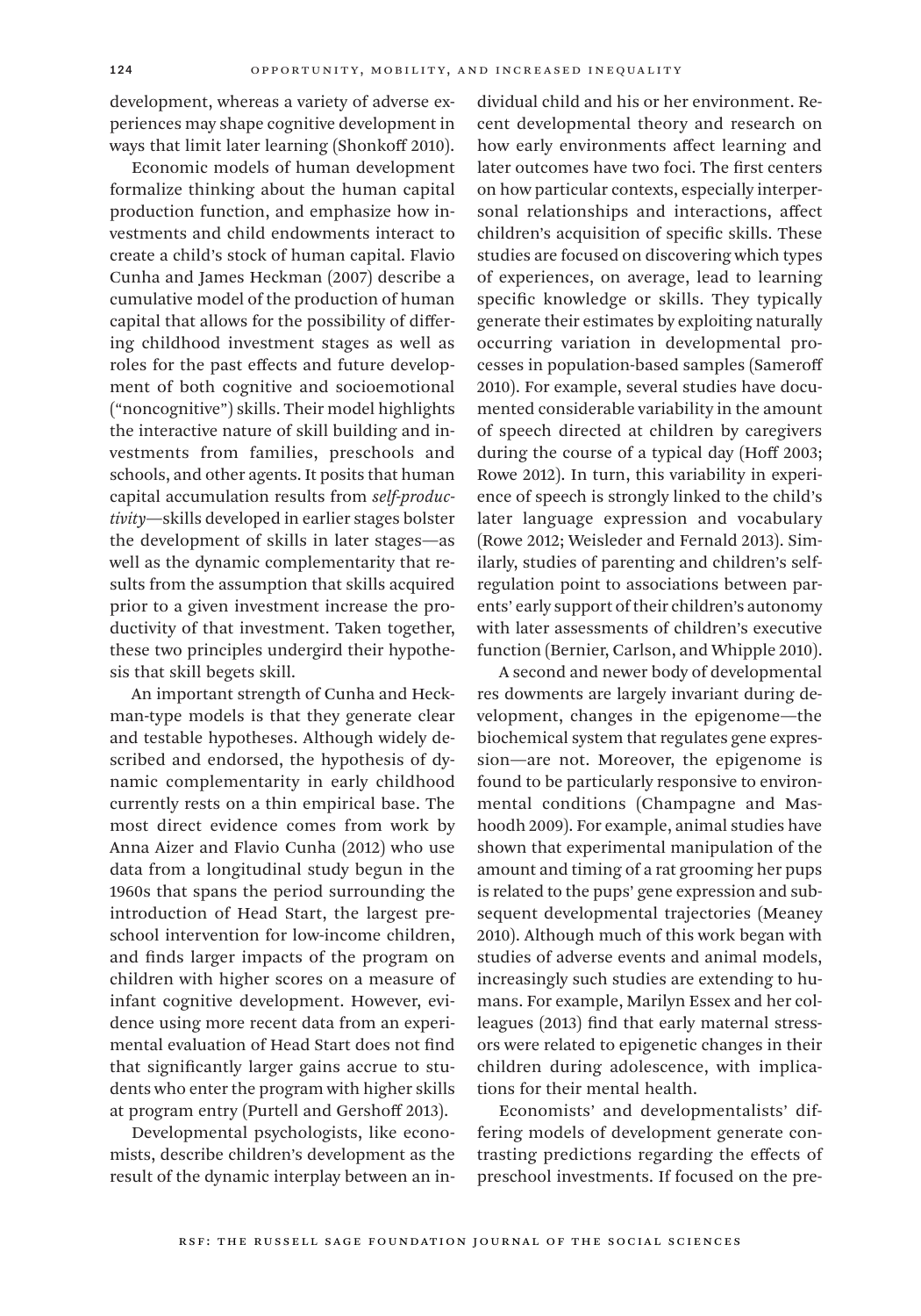development, whereas a variety of adverse experiences may shape cognitive development in ways that limit later learning (Shonkoff 2010).

Economic models of human development formalize thinking about the human capital production function, and emphasize how investments and child endowments interact to create a child's stock of human capital. Flavio Cunha and James Heckman (2007) describe a cumulative model of the production of human capital that allows for the possibility of differing childhood investment stages as well as roles for the past effects and future development of both cognitive and socioemotional ("noncognitive") skills. Their model highlights the interactive nature of skill building and investments from families, preschools and schools, and other agents. It posits that human capital accumulation results from *self-productivity*—skills developed in earlier stages bolster the development of skills in later stages—as well as the dynamic complementarity that results from the assumption that skills acquired prior to a given investment increase the productivity of that investment. Taken together, these two principles undergird their hypothesis that skill begets skill.

An important strength of Cunha and Heckman-type models is that they generate clear and testable hypotheses. Although widely described and endorsed, the hypothesis of dynamic complementarity in early childhood currently rests on a thin empirical base. The most direct evidence comes from work by Anna Aizer and Flavio Cunha (2012) who use data from a longitudinal study begun in the 1960s that spans the period surrounding the introduction of Head Start, the largest preschool intervention for low-income children, and finds larger impacts of the program on children with higher scores on a measure of infant cognitive development. However, evidence using more recent data from an experimental evaluation of Head Start does not find that significantly larger gains accrue to students who enter the program with higher skills at program entry (Purtell and Gershoff 2013).

Developmental psychologists, like economists, describe children's development as the result of the dynamic interplay between an individual child and his or her environment. Recent developmental theory and research on how early environments affect learning and later outcomes have two foci. The first centers on how particular contexts, especially interpersonal relationships and interactions, affect children's acquisition of specific skills. These studies are focused on discovering which types of experiences, on average, lead to learning specific knowledge or skills. They typically generate their estimates by exploiting naturally occurring variation in developmental processes in population-based samples (Sameroff 2010). For example, several studies have documented considerable variability in the amount of speech directed at children by caregivers during the course of a typical day (Hoff 2003; Rowe 2012). In turn, this variability in experience of speech is strongly linked to the child's later language expression and vocabulary (Rowe 2012; Weisleder and Fernald 2013). Similarly, studies of parenting and children's self-regulation point to associations between parents' early support of their children's autonomy with later assessments of children's executive function (Bernier, Carlson, and Whipple 2010).

A second and newer body of developmental res dowments are largely invariant during development, changes in the epigenome—the biochemical system that regulates gene expression—are not. Moreover, the epigenome is found to be particularly responsive to environmental conditions (Champagne and Mashoodh 2009). For example, animal studies have shown that experimental manipulation of the amount and timing of a rat grooming her pups is related to the pups' gene expression and subsequent developmental trajectories (Meaney 2010). Although much of this work began with studies of adverse events and animal models, increasingly such studies are extending to humans. For example, Marilyn Essex and her colleagues (2013) find that early maternal stressors were related to epigenetic changes in their children during adolescence, with implications for their mental health.

Economists' and developmentalists' differing models of development generate contrasting predictions regarding the effects of preschool investments. If focused on the pre-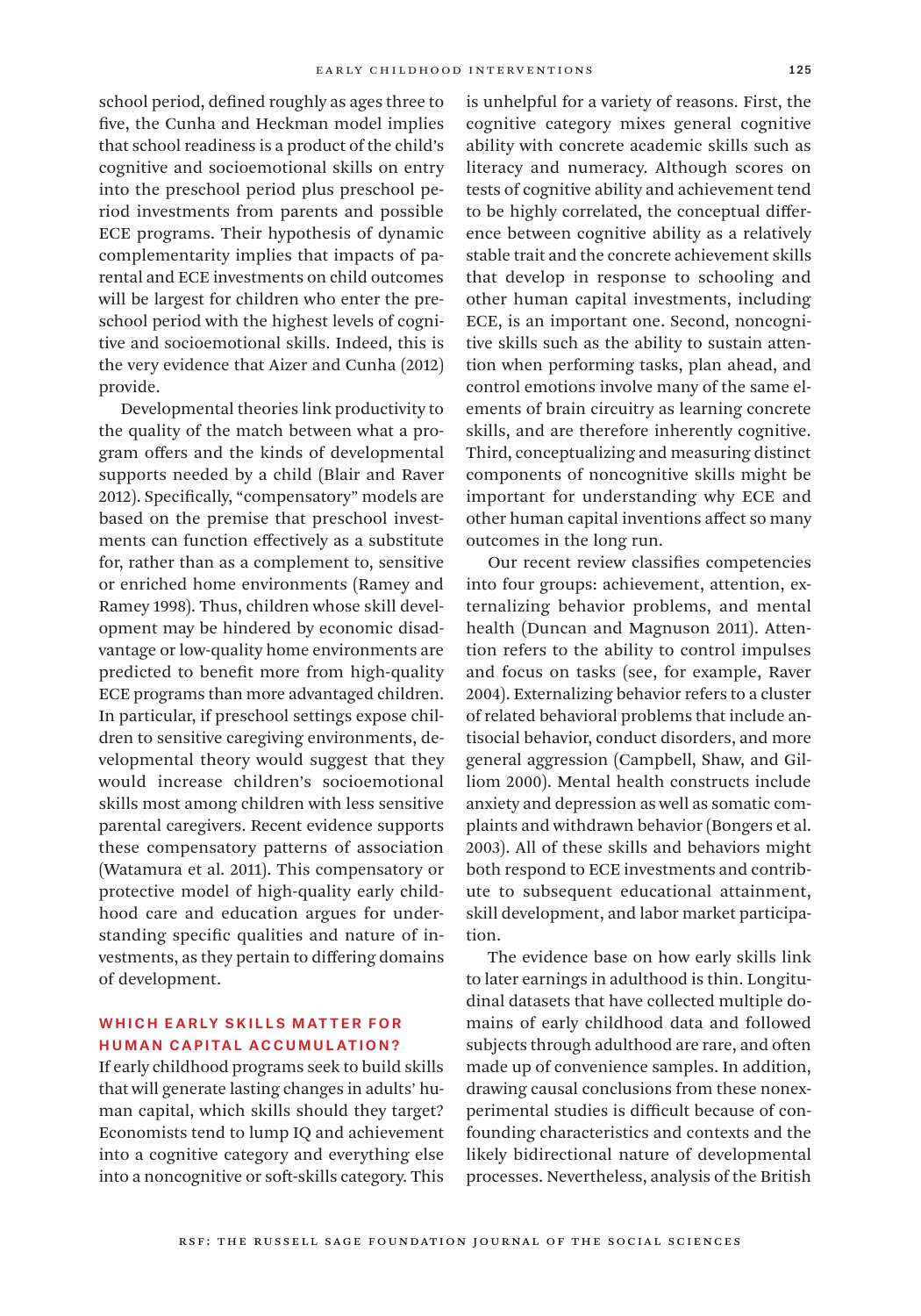school period, defined roughly as ages three to five, the Cunha and Heckman model implies that school readiness is a product of the child's cognitive and socioemotional skills on entry into the preschool period plus preschool period investments from parents and possible ECE programs. Their hypothesis of dynamic complementarity implies that impacts of parental and ECE investments on child outcomes will be largest for children who enter the preschool period with the highest levels of cognitive and socioemotional skills. Indeed, this is the very evidence that Aizer and Cunha (2012) provide.

Developmental theories link productivity to the quality of the match between what a program offers and the kinds of developmental supports needed by a child (Blair and Raver 2012). Specifically, "compensatory" models are based on the premise that preschool investments can function effectively as a substitute for, rather than as a complement to, sensitive or enriched home environments (Ramey and Ramey 1998). Thus, children whose skill development may be hindered by economic disadvantage or low-quality home environments are predicted to benefit more from high-quality ECE programs than more advantaged children. In particular, if preschool settings expose children to sensitive caregiving environments, developmental theory would suggest that they would increase children's socioemotional skills most among children with less sensitive parental caregivers. Recent evidence supports these compensatory patterns of association (Watamura et al. 2011). This compensatory or protective model of high-quality early childhood care and education argues for understanding specific qualities and nature of investments, as they pertain to differing domains of development.

## WHICH EARLY SKILLS MATTER FOR HUMAN CAPITAL ACCUMULATION?

If early childhood programs seek to build skills that will generate lasting changes in adults' human capital, which skills should they target? Economists tend to lump IQ and achievement into a cognitive category and everything else into a noncognitive or soft-skills category. This is unhelpful for a variety of reasons. First, the cognitive category mixes general cognitive ability with concrete academic skills such as literacy and numeracy. Although scores on tests of cognitive ability and achievement tend to be highly correlated, the conceptual difference between cognitive ability as a relatively stable trait and the concrete achievement skills that develop in response to schooling and other human capital investments, including ECE, is an important one. Second, noncognitive skills such as the ability to sustain attention when performing tasks, plan ahead, and control emotions involve many of the same elements of brain circuitry as learning concrete skills, and are therefore inherently cognitive. Third, conceptualizing and measuring distinct components of noncognitive skills might be important for understanding why ECE and other human capital inventions affect so many outcomes in the long run.

Our recent review classifies competencies into four groups: achievement, attention, externalizing behavior problems, and mental health (Duncan and Magnuson 2011). Attention refers to the ability to control impulses and focus on tasks (see, for example, Raver 2004). Externalizing behavior refers to a cluster of related behavioral problems that include antisocial behavior, conduct disorders, and more general aggression (Campbell, Shaw, and Gilliom 2000). Mental health constructs include anxiety and depression as well as somatic complaints and withdrawn behavior (Bongers et al. 2003). All of these skills and behaviors might both respond to ECE investments and contribute to subsequent educational attainment, skill development, and labor market participation.

The evidence base on how early skills link to later earnings in adulthood is thin. Longitudinal datasets that have collected multiple domains of early childhood data and followed subjects through adulthood are rare, and often made up of convenience samples. In addition, drawing causal conclusions from these nonexperimental studies is difficult because of confounding characteristics and contexts and the likely bidirectional nature of developmental processes. Nevertheless, analysis of the British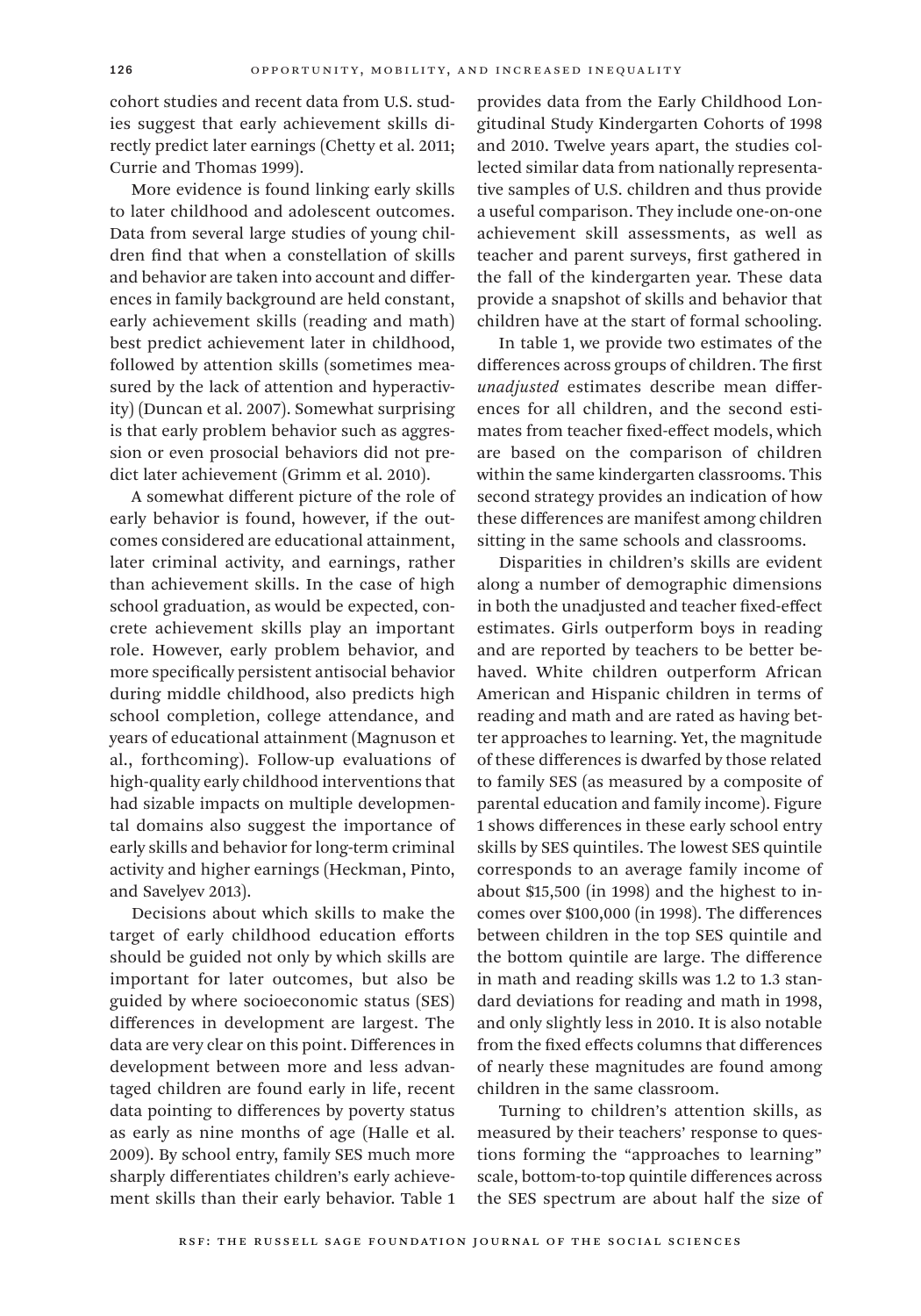cohort studies and recent data from U.S. studies suggest that early achievement skills directly predict later earnings (Chetty et al. 2011; Currie and Thomas 1999).

More evidence is found linking early skills to later childhood and adolescent outcomes. Data from several large studies of young children find that when a constellation of skills and behavior are taken into account and differences in family background are held constant, early achievement skills (reading and math) best predict achievement later in childhood, followed by attention skills (sometimes measured by the lack of attention and hyperactivity) (Duncan et al. 2007). Somewhat surprising is that early problem behavior such as aggression or even prosocial behaviors did not predict later achievement (Grimm et al. 2010).

A somewhat different picture of the role of early behavior is found, however, if the outcomes considered are educational attainment, later criminal activity, and earnings, rather than achievement skills. In the case of high school graduation, as would be expected, concrete achievement skills play an important role. However, early problem behavior, and more specifically persistent antisocial behavior during middle childhood, also predicts high school completion, college attendance, and years of educational attainment (Magnuson et al., forthcoming). Follow-up evaluations of high-quality early childhood interventions that had sizable impacts on multiple developmental domains also suggest the importance of early skills and behavior for long-term criminal activity and higher earnings (Heckman, Pinto, and Savelyev 2013).

Decisions about which skills to make the target of early childhood education efforts should be guided not only by which skills are important for later outcomes, but also be guided by where socioeconomic status (SES) differences in development are largest. The data are very clear on this point. Differences in development between more and less advantaged children are found early in life, recent data pointing to differences by poverty status as early as nine months of age (Halle et al. 2009). By school entry, family SES much more sharply differentiates children's early achievement skills than their early behavior. Table 1 provides data from the Early Childhood Longitudinal Study Kindergarten Cohorts of 1998 and 2010. Twelve years apart, the studies collected similar data from nationally representative samples of U.S. children and thus provide a useful comparison. They include one-on-one achievement skill assessments, as well as teacher and parent surveys, first gathered in the fall of the kindergarten year. These data provide a snapshot of skills and behavior that children have at the start of formal schooling.

In table 1, we provide two estimates of the differences across groups of children. The first *unadjusted* estimates describe mean differences for all children, and the second estimates from teacher fixed-effect models, which are based on the comparison of children within the same kindergarten classrooms. This second strategy provides an indication of how these differences are manifest among children sitting in the same schools and classrooms.

Disparities in children's skills are evident along a number of demographic dimensions in both the unadjusted and teacher fixed-effect estimates. Girls outperform boys in reading and are reported by teachers to be better behaved. White children outperform African American and Hispanic children in terms of reading and math and are rated as having better approaches to learning. Yet, the magnitude of these differences is dwarfed by those related to family SES (as measured by a composite of parental education and family income). Figure 1 shows differences in these early school entry skills by SES quintiles. The lowest SES quintile corresponds to an average family income of about $15,500 (in 1998) and the highest to incomes over $100,000 (in 1998). The differences between children in the top SES quintile and the bottom quintile are large. The difference in math and reading skills was 1.2 to 1.3 standard deviations for reading and math in 1998, and only slightly less in 2010. It is also notable from the fixed effects columns that differences of nearly these magnitudes are found among children in the same classroom.

Turning to children's attention skills, as measured by their teachers' response to questions forming the "approaches to learning" scale, bottom-to-top quintile differences across the SES spectrum are about half the size of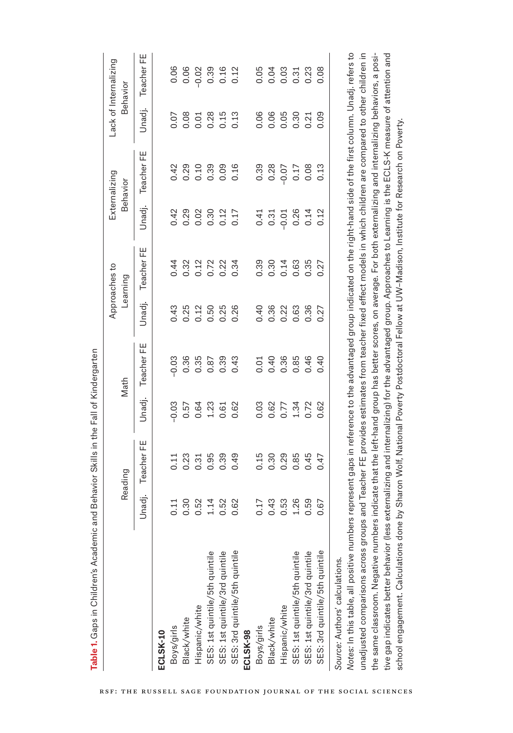**Table 1.** Gaps in Children's Academic and Behavior Skills in the Fall of Kindergarten

| | Reading | | Math | | Approaches to Learning | | Externalizing Behavior | | Lack of Internalizing Behavior | |
|---|---|---|---|---|---|---|---|---|---|---|
| | Unadj. | Teacher FE | Unadj. | Teacher FE | Unadj. | Teacher FE | Unadj. | Teacher FE | Unadj. | Teacher FE |
| **ECLSK-10** | | | | | | | | | | |
| Boys/girls | 0.11 | 0.11 | –0.03 | –0.03 | 0.43 | 0.44 | 0.42 | 0.42 | 0.07 | 0.06 |
| Black/white | 0.30 | 0.23 | 0.57 | 0.36 | 0.25 | 0.32 | 0.29 | 0.29 | 0.08 | 0.06 |
| Hispanic/white | 0.52 | 0.31 | 0.64 | 0.35 | 0.12 | 0.12 | 0.02 | 0.10 | 0.01 | –0.02 |
| SES: 1st quintile/5th quintile | 1.14 | 0.95 | 1.23 | 0.87 | 0.50 | 0.72 | 0.30 | 0.39 | 0.28 | 0.39 |
| SES: 1st quintile/3rd quintile | 0.52 | 0.39 | 0.61 | 0.39 | 0.25 | 0.22 | 0.12 | 0.09 | 0.15 | 0.16 |
| SES: 3rd quintile/5th quintile | 0.62 | 0.49 | 0.62 | 0.43 | 0.26 | 0.34 | 0.17 | 0.16 | 0.13 | 0.12 |
| **ECLSK-98** | | | | | | | | | | |
| Boys/girls | 0.17 | 0.15 | 0.03 | 0.01 | 0.40 | 0.39 | 0.41 | 0.39 | 0.06 | 0.05 |
| Black/white | 0.43 | 0.30 | 0.62 | 0.40 | 0.36 | 0.30 | 0.31 | 0.28 | 0.06 | 0.04 |
| Hispanic/white | 0.53 | 0.29 | 0.77 | 0.36 | 0.22 | 0.14 | –0.01 | –0.07 | 0.05 | 0.03 |
| SES: 1st quintile/5th quintile | 1.26 | 0.85 | 1.34 | 0.85 | 0.63 | 0.63 | 0.26 | 0.17 | 0.30 | 0.31 |
| SES: 1st quintile/3rd quintile | 0.59 | 0.45 | 0.72 | 0.46 | 0.36 | 0.35 | 0.14 | 0.08 | 0.21 | 0.23 |
| SES: 3rd quintile/5th quintile | 0.67 | 0.47 | 0.62 | 0.40 | 0.27 | 0.27 | 0.12 | 0.13 | 0.09 | 0.08 |

*Source:* Authors' calculations.

*Notes:* In this table, all positive numbers represent gaps in reference to the advantaged group indicated on the right-hand side of the first column. Unadj. refers to unadjusted comparisons across groups and Teacher FE provides estimates from teacher fixed effect models in which children are compared to other children in the same classroom. Negative numbers indicate that the left-hand group has better scores, on average. For both externalizing and internalizing behaviors, a positive gap indicates better behavior (less externalizing and internalizing) for the advantaged group. Approaches to Learning is the ECLS-K measure of attention and school engagement. Calculations done by Sharon Wolf, National Poverty Postdoctoral Fellow at UW–Madison, Institute for Research on Poverty.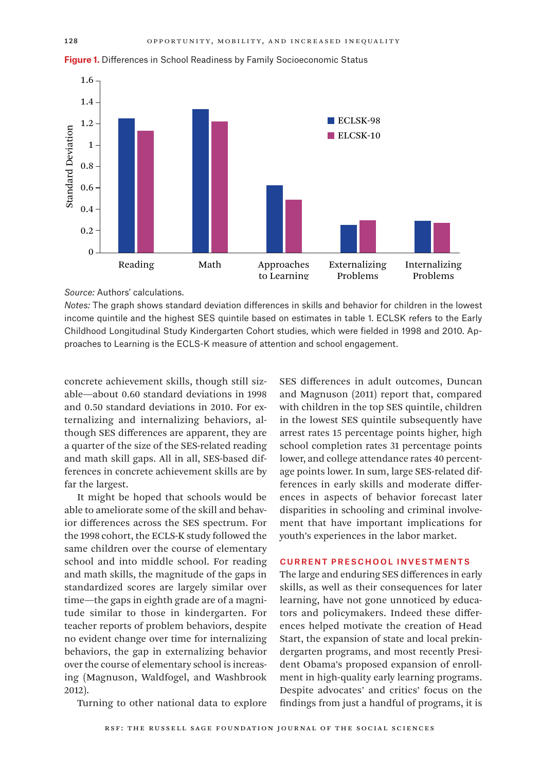**Figure 1.** Differences in School Readiness by Family Socioeconomic Status

*Source:* Authors' calculations.

*Notes:* The graph shows standard deviation differences in skills and behavior for children in the lowest income quintile and the highest SES quintile based on estimates in table 1. ECLSK refers to the Early Childhood Longitudinal Study Kindergarten Cohort studies, which were fielded in 1998 and 2010. Approaches to Learning is the ECLS-K measure of attention and school engagement.

concrete achievement skills, though still sizable—about 0.60 standard deviations in 1998 and 0.50 standard deviations in 2010. For externalizing and internalizing behaviors, although SES differences are apparent, they are a quarter of the size of the SES-related reading and math skill gaps. All in all, SES-based differences in concrete achievement skills are by far the largest.

It might be hoped that schools would be able to ameliorate some of the skill and behavior differences across the SES spectrum. For the 1998 cohort, the ECLS-K study followed the same children over the course of elementary school and into middle school. For reading and math skills, the magnitude of the gaps in standardized scores are largely similar over time—the gaps in eighth grade are of a magnitude similar to those in kindergarten. For teacher reports of problem behaviors, despite no evident change over time for internalizing behaviors, the gap in externalizing behavior over the course of elementary school is increasing (Magnuson, Waldfogel, and Washbrook 2012).

Turning to other national data to explore SES differences in adult outcomes, Duncan and Magnuson (2011) report that, compared with children in the top SES quintile, children in the lowest SES quintile subsequently have arrest rates 15 percentage points higher, high school completion rates 31 percentage points lower, and college attendance rates 40 percentage points lower. In sum, large SES-related differences in early skills and moderate differences in aspects of behavior forecast later disparities in schooling and criminal involvement that have important implications for youth's experiences in the labor market.

## CURRENT PRESCHOOL INVESTMENTS

The large and enduring SES differences in early skills, as well as their consequences for later learning, have not gone unnoticed by educators and policymakers. Indeed these differences helped motivate the creation of Head Start, the expansion of state and local prekindergarten programs, and most recently President Obama's proposed expansion of enrollment in high-quality early learning programs. Despite advocates' and critics' focus on the findings from just a handful of programs, it is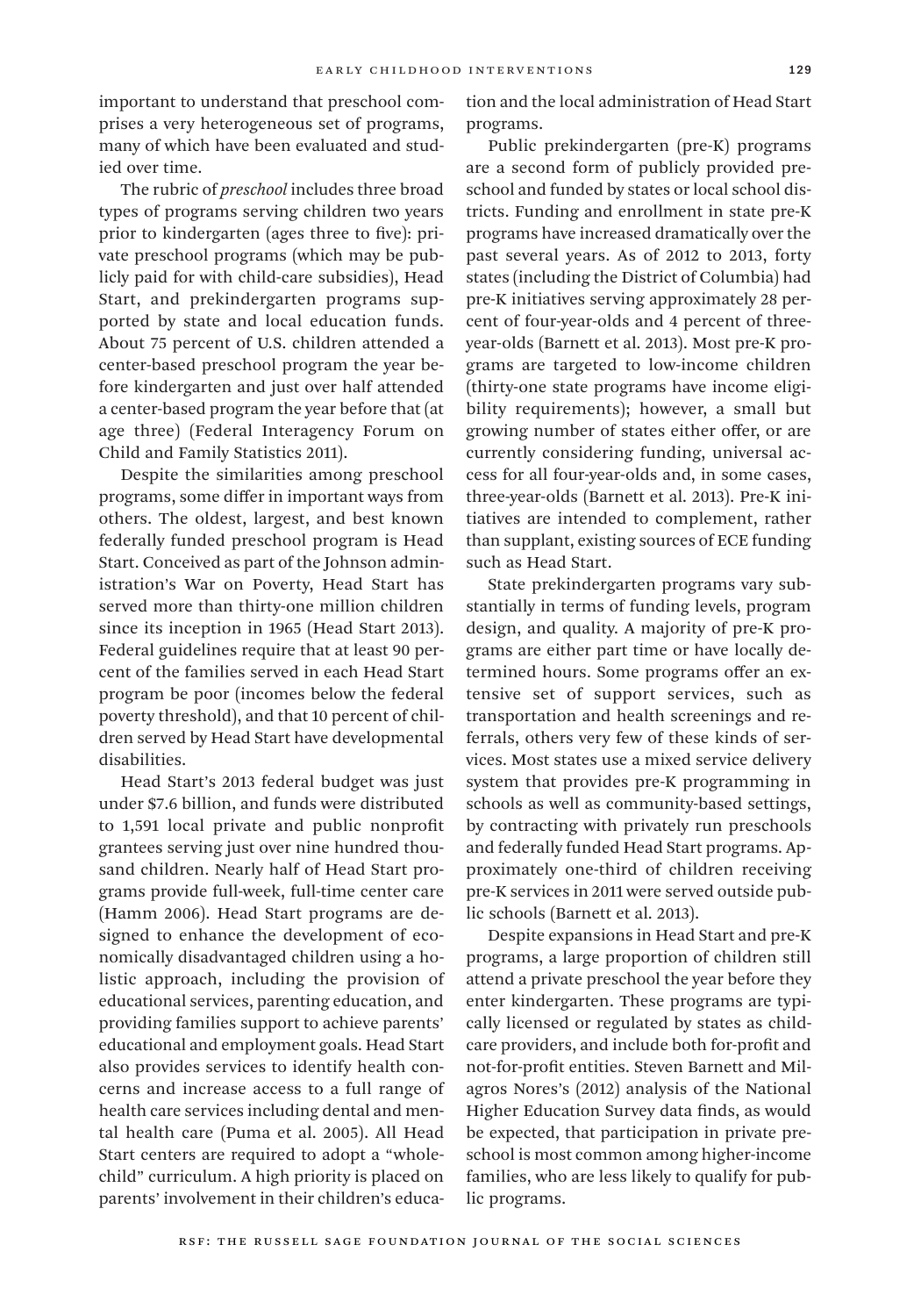important to understand that preschool comprises a very heterogeneous set of programs, many of which have been evaluated and studied over time.

The rubric of *preschool* includes three broad types of programs serving children two years prior to kindergarten (ages three to five): private preschool programs (which may be publicly paid for with child-care subsidies), Head Start, and prekindergarten programs supported by state and local education funds. About 75 percent of U.S. children attended a center-based preschool program the year before kindergarten and just over half attended a center-based program the year before that (at age three) (Federal Interagency Forum on Child and Family Statistics 2011).

Despite the similarities among preschool programs, some differ in important ways from others. The oldest, largest, and best known federally funded preschool program is Head Start. Conceived as part of the Johnson administration's War on Poverty, Head Start has served more than thirty-one million children since its inception in 1965 (Head Start 2013). Federal guidelines require that at least 90 percent of the families served in each Head Start program be poor (incomes below the federal poverty threshold), and that 10 percent of children served by Head Start have developmental disabilities.

Head Start's 2013 federal budget was just under $7.6 billion, and funds were distributed to 1,591 local private and public nonprofit grantees serving just over nine hundred thousand children. Nearly half of Head Start programs provide full-week, full-time center care (Hamm 2006). Head Start programs are designed to enhance the development of economically disadvantaged children using a holistic approach, including the provision of educational services, parenting education, and providing families support to achieve parents' educational and employment goals. Head Start also provides services to identify health concerns and increase access to a full range of health care services including dental and mental health care (Puma et al. 2005). All Head Start centers are required to adopt a "whole-child" curriculum. A high priority is placed on parents' involvement in their children's education and the local administration of Head Start programs.

Public prekindergarten (pre-K) programs are a second form of publicly provided preschool and funded by states or local school districts. Funding and enrollment in state pre-K programs have increased dramatically over the past several years. As of 2012 to 2013, forty states (including the District of Columbia) had pre-K initiatives serving approximately 28 percent of four-year-olds and 4 percent of three-year-olds (Barnett et al. 2013). Most pre-K programs are targeted to low-income children (thirty-one state programs have income eligibility requirements); however, a small but growing number of states either offer, or are currently considering funding, universal access for all four-year-olds and, in some cases, three-year-olds (Barnett et al. 2013). Pre-K initiatives are intended to complement, rather than supplant, existing sources of ECE funding such as Head Start.

State prekindergarten programs vary substantially in terms of funding levels, program design, and quality. A majority of pre-K programs are either part time or have locally determined hours. Some programs offer an extensive set of support services, such as transportation and health screenings and referrals, others very few of these kinds of services. Most states use a mixed service delivery system that provides pre-K programming in schools as well as community-based settings, by contracting with privately run preschools and federally funded Head Start programs. Approximately one-third of children receiving pre-K services in 2011 were served outside public schools (Barnett et al. 2013).

Despite expansions in Head Start and pre-K programs, a large proportion of children still attend a private preschool the year before they enter kindergarten. These programs are typically licensed or regulated by states as child-care providers, and include both for-profit and not-for-profit entities. Steven Barnett and Milagros Nores's (2012) analysis of the National Higher Education Survey data finds, as would be expected, that participation in private preschool is most common among higher-income families, who are less likely to qualify for public programs.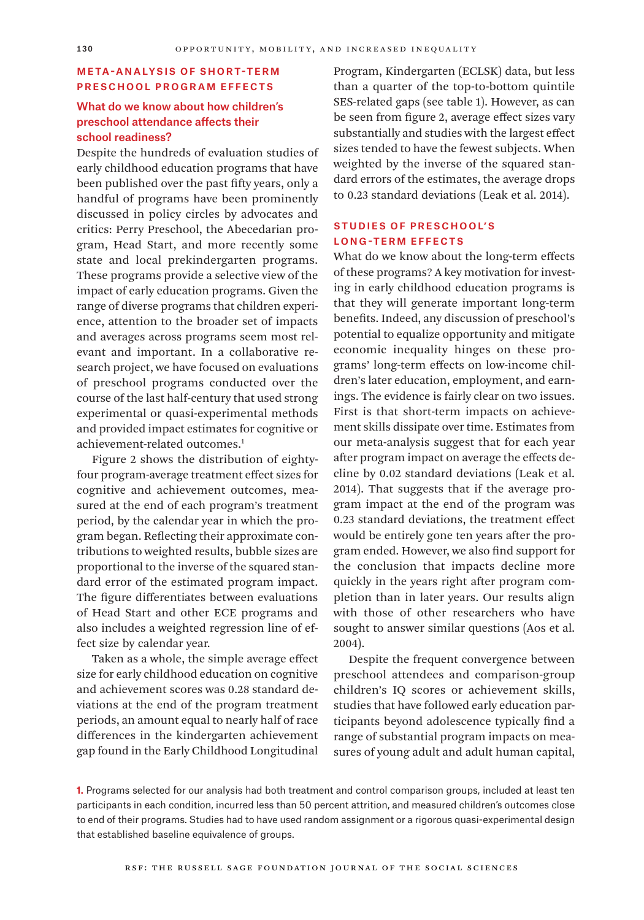## Meta-Analysis of Short-Term Preschool Program Effects

### What do we know about how children's preschool attendance affects their school readiness?

Despite the hundreds of evaluation studies of early childhood education programs that have been published over the past fifty years, only a handful of programs have been prominently discussed in policy circles by advocates and critics: Perry Preschool, the Abecedarian program, Head Start, and more recently some state and local prekindergarten programs. These programs provide a selective view of the impact of early education programs. Given the range of diverse programs that children experience, attention to the broader set of impacts and averages across programs seem most relevant and important. In a collaborative research project, we have focused on evaluations of preschool programs conducted over the course of the last half-century that used strong experimental or quasi-experimental methods and provided impact estimates for cognitive or achievement-related outcomes.[1]

Figure 2 shows the distribution of eighty-four program-average treatment effect sizes for cognitive and achievement outcomes, measured at the end of each program's treatment period, by the calendar year in which the program began. Reflecting their approximate contributions to weighted results, bubble sizes are proportional to the inverse of the squared standard error of the estimated program impact. The figure differentiates between evaluations of Head Start and other ECE programs and also includes a weighted regression line of effect size by calendar year.

Taken as a whole, the simple average effect size for early childhood education on cognitive and achievement scores was 0.28 standard deviations at the end of the program treatment periods, an amount equal to nearly half of race differences in the kindergarten achievement gap found in the Early Childhood Longitudinal Program, Kindergarten (ECLSK) data, but less than a quarter of the top-to-bottom quintile SES-related gaps (see table 1). However, as can be seen from figure 2, average effect sizes vary substantially and studies with the largest effect sizes tended to have the fewest subjects. When weighted by the inverse of the squared standard errors of the estimates, the average drops to 0.23 standard deviations (Leak et al. 2014).

## Studies of Preschool's Long-Term Effects

What do we know about the long-term effects of these programs? A key motivation for investing in early childhood education programs is that they will generate important long-term benefits. Indeed, any discussion of preschool's potential to equalize opportunity and mitigate economic inequality hinges on these programs' long-term effects on low-income children's later education, employment, and earnings. The evidence is fairly clear on two issues. First is that short-term impacts on achievement skills dissipate over time. Estimates from our meta-analysis suggest that for each year after program impact on average the effects decline by 0.02 standard deviations (Leak et al. 2014). That suggests that if the average program impact at the end of the program was 0.23 standard deviations, the treatment effect would be entirely gone ten years after the program ended. However, we also find support for the conclusion that impacts decline more quickly in the years right after program completion than in later years. Our results align with those of other researchers who have sought to answer similar questions (Aos et al. 2004).

Despite the frequent convergence between preschool attendees and comparison-group children's IQ scores or achievement skills, studies that have followed early education participants beyond adolescence typically find a range of substantial program impacts on measures of young adult and adult human capital,

[1] Programs selected for our analysis had both treatment and control comparison groups, included at least ten participants in each condition, incurred less than 50 percent attrition, and measured children's outcomes close to end of their programs. Studies had to have used random assignment or a rigorous quasi-experimental design that established baseline equivalence of groups.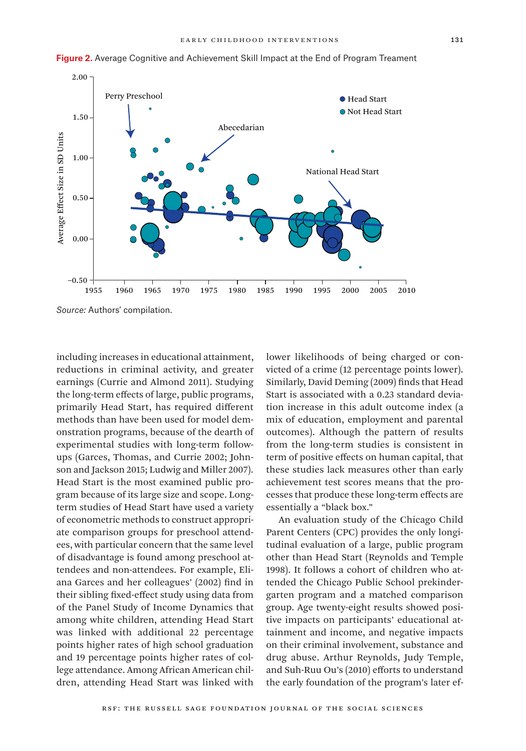**Figure 2.** Average Cognitive and Achievement Skill Impact at the End of Program Treament

*Source:* Authors' compilation.

including increases in educational attainment, reductions in criminal activity, and greater earnings (Currie and Almond 2011). Studying the long-term effects of large, public programs, primarily Head Start, has required different methods than have been used for model demonstration programs, because of the dearth of experimental studies with long-term follow-ups (Garces, Thomas, and Currie 2002; Johnson and Jackson 2015; Ludwig and Miller 2007). Head Start is the most examined public program because of its large size and scope. Long-term studies of Head Start have used a variety of econometric methods to construct appropriate comparison groups for preschool attendees, with particular concern that the same level of disadvantage is found among preschool attendees and non-attendees. For example, Eliana Garces and her colleagues' (2002) find in their sibling fixed-effect study using data from of the Panel Study of Income Dynamics that among white children, attending Head Start was linked with additional 22 percentage points higher rates of high school graduation and 19 percentage points higher rates of college attendance. Among African American children, attending Head Start was linked with lower likelihoods of being charged or convicted of a crime (12 percentage points lower). Similarly, David Deming (2009) finds that Head Start is associated with a 0.23 standard deviation increase in this adult outcome index (a mix of education, employment and parental outcomes). Although the pattern of results from the long-term studies is consistent in term of positive effects on human capital, that these studies lack measures other than early achievement test scores means that the processes that produce these long-term effects are essentially a "black box."

An evaluation study of the Chicago Child Parent Centers (CPC) provides the only longitudinal evaluation of a large, public program other than Head Start (Reynolds and Temple 1998). It follows a cohort of children who attended the Chicago Public School prekindergarten program and a matched comparison group. Age twenty-eight results showed positive impacts on participants' educational attainment and income, and negative impacts on their criminal involvement, substance and drug abuse. Arthur Reynolds, Judy Temple, and Suh-Ruu Ou's (2010) efforts to understand the early foundation of the program's later ef-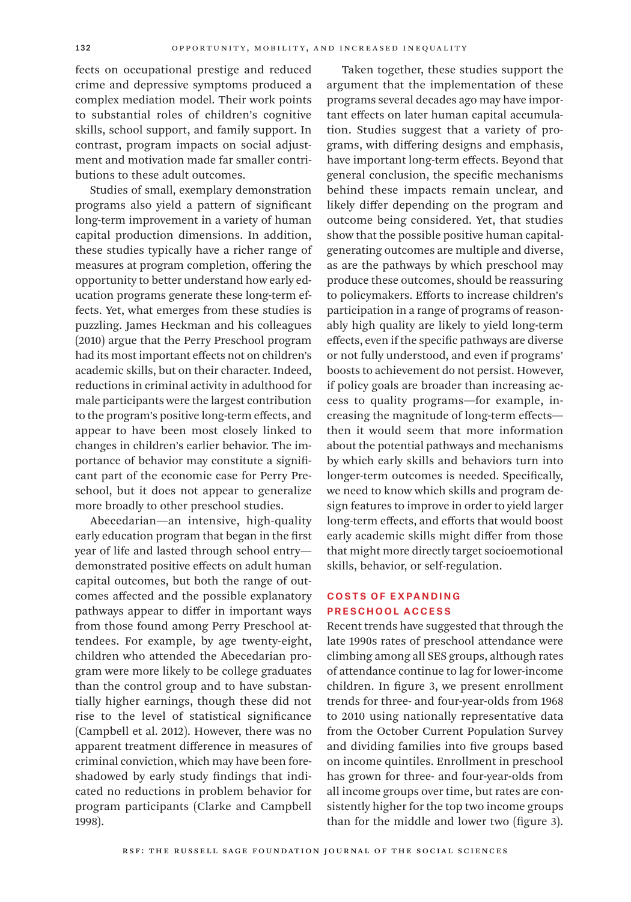fects on occupational prestige and reduced crime and depressive symptoms produced a complex mediation model. Their work points to substantial roles of children's cognitive skills, school support, and family support. In contrast, program impacts on social adjustment and motivation made far smaller contributions to these adult outcomes.

Studies of small, exemplary demonstration programs also yield a pattern of significant long-term improvement in a variety of human capital production dimensions. In addition, these studies typically have a richer range of measures at program completion, offering the opportunity to better understand how early education programs generate these long-term effects. Yet, what emerges from these studies is puzzling. James Heckman and his colleagues (2010) argue that the Perry Preschool program had its most important effects not on children's academic skills, but on their character. Indeed, reductions in criminal activity in adulthood for male participants were the largest contribution to the program's positive long-term effects, and appear to have been most closely linked to changes in children's earlier behavior. The importance of behavior may constitute a significant part of the economic case for Perry Preschool, but it does not appear to generalize more broadly to other preschool studies.

Abecedarian—an intensive, high-quality early education program that began in the first year of life and lasted through school entry—demonstrated positive effects on adult human capital outcomes, but both the range of outcomes affected and the possible explanatory pathways appear to differ in important ways from those found among Perry Preschool attendees. For example, by age twenty-eight, children who attended the Abecedarian program were more likely to be college graduates than the control group and to have substantially higher earnings, though these did not rise to the level of statistical significance (Campbell et al. 2012). However, there was no apparent treatment difference in measures of criminal conviction, which may have been foreshadowed by early study findings that indicated no reductions in problem behavior for program participants (Clarke and Campbell 1998).

Taken together, these studies support the argument that the implementation of these programs several decades ago may have important effects on later human capital accumulation. Studies suggest that a variety of programs, with differing designs and emphasis, have important long-term effects. Beyond that general conclusion, the specific mechanisms behind these impacts remain unclear, and likely differ depending on the program and outcome being considered. Yet, that studies show that the possible positive human capital-generating outcomes are multiple and diverse, as are the pathways by which preschool may produce these outcomes, should be reassuring to policymakers. Efforts to increase children's participation in a range of programs of reasonably high quality are likely to yield long-term effects, even if the specific pathways are diverse or not fully understood, and even if programs' boosts to achievement do not persist. However, if policy goals are broader than increasing access to quality programs—for example, increasing the magnitude of long-term effects—then it would seem that more information about the potential pathways and mechanisms by which early skills and behaviors turn into longer-term outcomes is needed. Specifically, we need to know which skills and program design features to improve in order to yield larger long-term effects, and efforts that would boost early academic skills might differ from those that might more directly target socioemotional skills, behavior, or self-regulation.

## COSTS OF EXPANDING PRESCHOOL ACCESS

Recent trends have suggested that through the late 1990s rates of preschool attendance were climbing among all SES groups, although rates of attendance continue to lag for lower-income children. In figure 3, we present enrollment trends for three- and four-year-olds from 1968 to 2010 using nationally representative data from the October Current Population Survey and dividing families into five groups based on income quintiles. Enrollment in preschool has grown for three- and four-year-olds from all income groups over time, but rates are consistently higher for the top two income groups than for the middle and lower two (figure 3).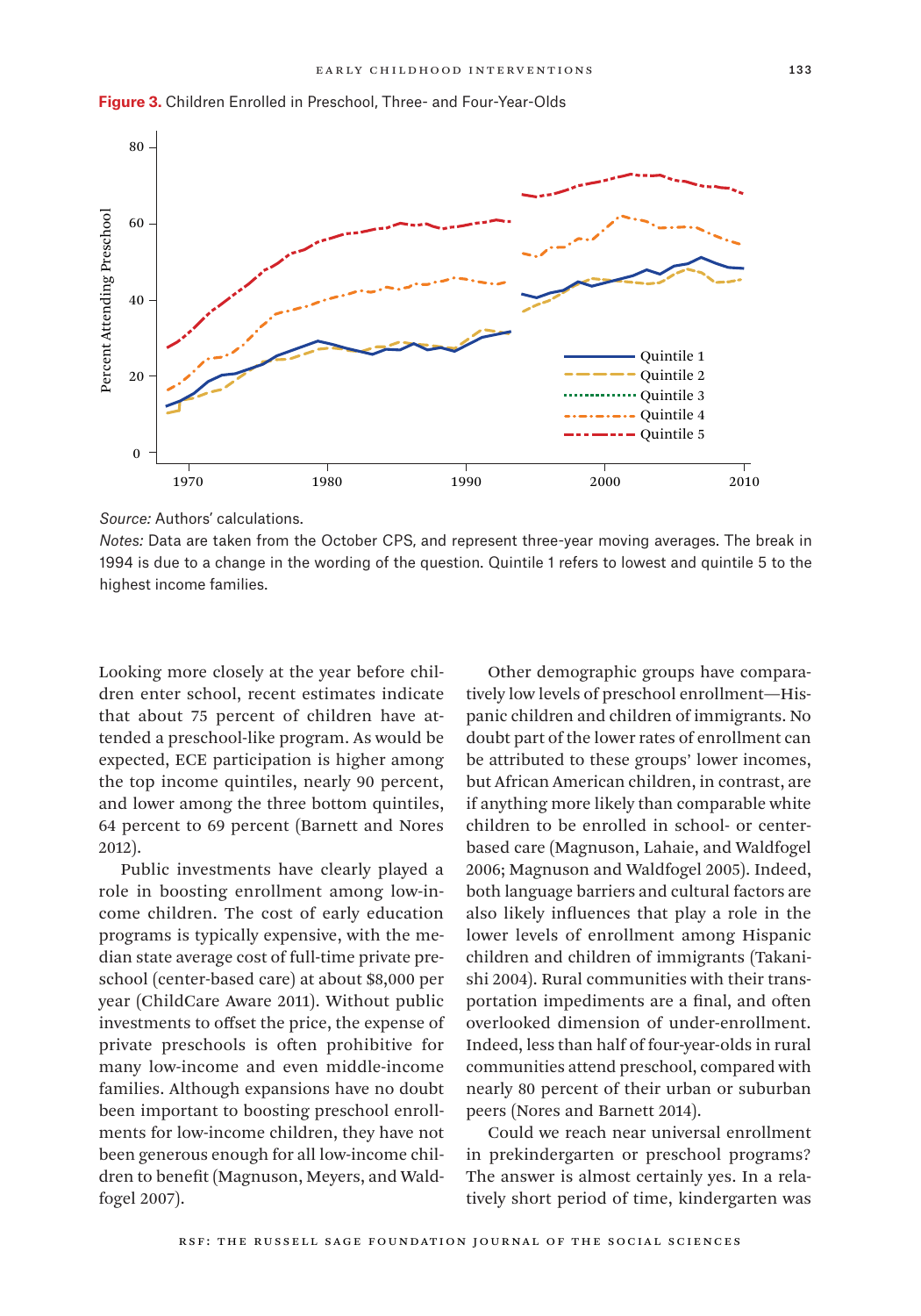**Figure 3.** Children Enrolled in Preschool, Three- and Four-Year-Olds

*Source:* Authors' calculations.

*Notes:* Data are taken from the October CPS, and represent three-year moving averages. The break in 1994 is due to a change in the wording of the question. Quintile 1 refers to lowest and quintile 5 to the highest income families.

Looking more closely at the year before children enter school, recent estimates indicate that about 75 percent of children have attended a preschool-like program. As would be expected, ECE participation is higher among the top income quintiles, nearly 90 percent, and lower among the three bottom quintiles, 64 percent to 69 percent (Barnett and Nores 2012).

Public investments have clearly played a role in boosting enrollment among low-income children. The cost of early education programs is typically expensive, with the median state average cost of full-time private preschool (center-based care) at about $8,000 per year (ChildCare Aware 2011). Without public investments to offset the price, the expense of private preschools is often prohibitive for many low-income and even middle-income families. Although expansions have no doubt been important to boosting preschool enrollments for low-income children, they have not been generous enough for all low-income children to benefit (Magnuson, Meyers, and Waldfogel 2007).

Other demographic groups have comparatively low levels of preschool enrollment—Hispanic children and children of immigrants. No doubt part of the lower rates of enrollment can be attributed to these groups' lower incomes, but African American children, in contrast, are if anything more likely than comparable white children to be enrolled in school- or center-based care (Magnuson, Lahaie, and Waldfogel 2006; Magnuson and Waldfogel 2005). Indeed, both language barriers and cultural factors are also likely influences that play a role in the lower levels of enrollment among Hispanic children and children of immigrants (Takanishi 2004). Rural communities with their transportation impediments are a final, and often overlooked dimension of under-enrollment. Indeed, less than half of four-year-olds in rural communities attend preschool, compared with nearly 80 percent of their urban or suburban peers (Nores and Barnett 2014).

Could we reach near universal enrollment in prekindergarten or preschool programs? The answer is almost certainly yes. In a relatively short period of time, kindergarten was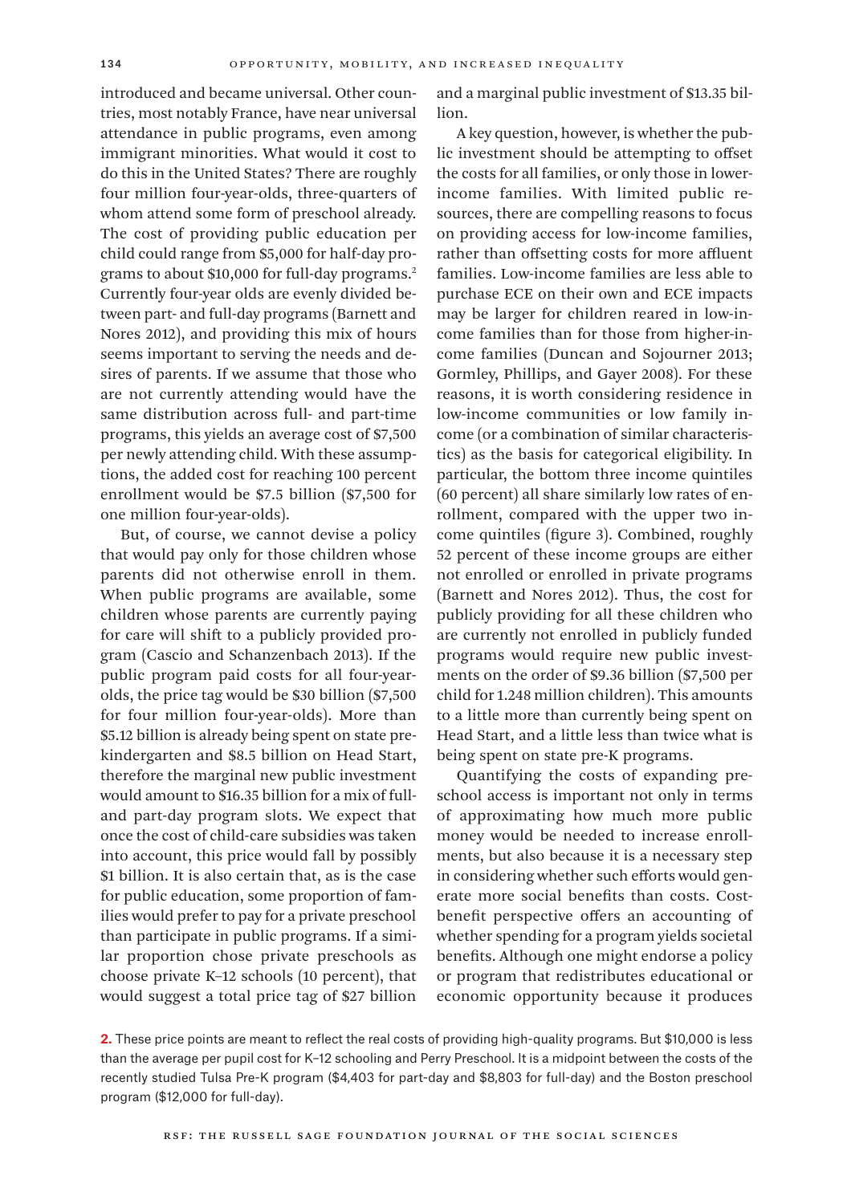introduced and became universal. Other countries, most notably France, have near universal attendance in public programs, even among immigrant minorities. What would it cost to do this in the United States? There are roughly four million four-year-olds, three-quarters of whom attend some form of preschool already. The cost of providing public education per child could range from $5,000 for half-day programs to about $10,000 for full-day programs.[2] Currently four-year olds are evenly divided between part- and full-day programs (Barnett and Nores 2012), and providing this mix of hours seems important to serving the needs and desires of parents. If we assume that those who are not currently attending would have the same distribution across full- and part-time programs, this yields an average cost of $7,500 per newly attending child. With these assumptions, the added cost for reaching 100 percent enrollment would be $7.5 billion ($7,500 for one million four-year-olds).

But, of course, we cannot devise a policy that would pay only for those children whose parents did not otherwise enroll in them. When public programs are available, some children whose parents are currently paying for care will shift to a publicly provided program (Cascio and Schanzenbach 2013). If the public program paid costs for all four-year-olds, the price tag would be $30 billion ($7,500 for four million four-year-olds). More than $5.12 billion is already being spent on state prekindergarten and $8.5 billion on Head Start, therefore the marginal new public investment would amount to $16.35 billion for a mix of full- and part-day program slots. We expect that once the cost of child-care subsidies was taken into account, this price would fall by possibly $1 billion. It is also certain that, as is the case for public education, some proportion of families would prefer to pay for a private preschool than participate in public programs. If a similar proportion chose private preschools as choose private K–12 schools (10 percent), that would suggest a total price tag of $27 billion and a marginal public investment of $13.35 billion.

A key question, however, is whether the public investment should be attempting to offset the costs for all families, or only those in lower-income families. With limited public resources, there are compelling reasons to focus on providing access for low-income families, rather than offsetting costs for more affluent families. Low-income families are less able to purchase ECE on their own and ECE impacts may be larger for children reared in low-income families than for those from higher-income families (Duncan and Sojourner 2013; Gormley, Phillips, and Gayer 2008). For these reasons, it is worth considering residence in low-income communities or low family income (or a combination of similar characteristics) as the basis for categorical eligibility. In particular, the bottom three income quintiles (60 percent) all share similarly low rates of enrollment, compared with the upper two income quintiles (figure 3). Combined, roughly 52 percent of these income groups are either not enrolled or enrolled in private programs (Barnett and Nores 2012). Thus, the cost for publicly providing for all these children who are currently not enrolled in publicly funded programs would require new public investments on the order of $9.36 billion ($7,500 per child for 1.248 million children). This amounts to a little more than currently being spent on Head Start, and a little less than twice what is being spent on state pre-K programs.

Quantifying the costs of expanding preschool access is important not only in terms of approximating how much more public money would be needed to increase enrollments, but also because it is a necessary step in considering whether such efforts would generate more social benefits than costs. Cost-benefit perspective offers an accounting of whether spending for a program yields societal benefits. Although one might endorse a policy or program that redistributes educational or economic opportunity because it produces

2. These price points are meant to reflect the real costs of providing high-quality programs. But $10,000 is less than the average per pupil cost for K–12 schooling and Perry Preschool. It is a midpoint between the costs of the recently studied Tulsa Pre-K program ($4,403 for part-day and $8,803 for full-day) and the Boston preschool program ($12,000 for full-day).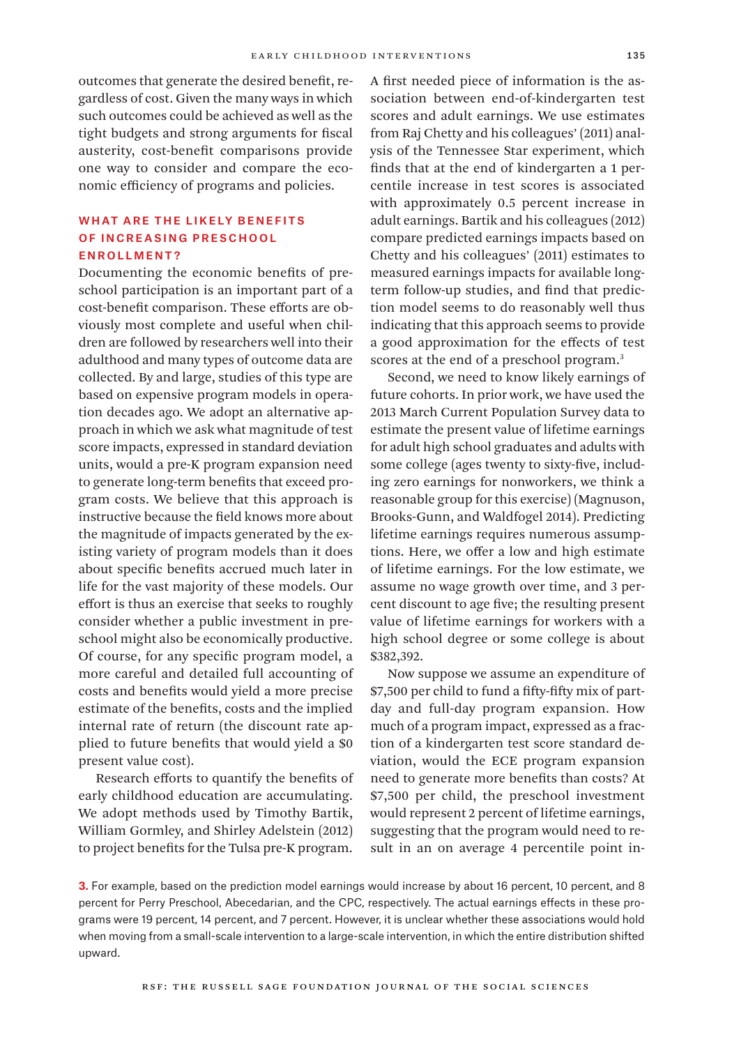outcomes that generate the desired benefit, regardless of cost. Given the many ways in which such outcomes could be achieved as well as the tight budgets and strong arguments for fiscal austerity, cost-benefit comparisons provide one way to consider and compare the economic efficiency of programs and policies.

## WHAT ARE THE LIKELY BENEFITS OF INCREASING PRESCHOOL ENROLLMENT?

Documenting the economic benefits of preschool participation is an important part of a cost-benefit comparison. These efforts are obviously most complete and useful when children are followed by researchers well into their adulthood and many types of outcome data are collected. By and large, studies of this type are based on expensive program models in operation decades ago. We adopt an alternative approach in which we ask what magnitude of test score impacts, expressed in standard deviation units, would a pre-K program expansion need to generate long-term benefits that exceed program costs. We believe that this approach is instructive because the field knows more about the magnitude of impacts generated by the existing variety of program models than it does about specific benefits accrued much later in life for the vast majority of these models. Our effort is thus an exercise that seeks to roughly consider whether a public investment in preschool might also be economically productive. Of course, for any specific program model, a more careful and detailed full accounting of costs and benefits would yield a more precise estimate of the benefits, costs and the implied internal rate of return (the discount rate applied to future benefits that would yield a $0 present value cost).

Research efforts to quantify the benefits of early childhood education are accumulating. We adopt methods used by Timothy Bartik, William Gormley, and Shirley Adelstein (2012) to project benefits for the Tulsa pre-K program. A first needed piece of information is the association between end-of-kindergarten test scores and adult earnings. We use estimates from Raj Chetty and his colleagues' (2011) analysis of the Tennessee Star experiment, which finds that at the end of kindergarten a 1 percentile increase in test scores is associated with approximately 0.5 percent increase in adult earnings. Bartik and his colleagues (2012) compare predicted earnings impacts based on Chetty and his colleagues' (2011) estimates to measured earnings impacts for available long-term follow-up studies, and find that prediction model seems to do reasonably well thus indicating that this approach seems to provide a good approximation for the effects of test scores at the end of a preschool program.[3]

Second, we need to know likely earnings of future cohorts. In prior work, we have used the 2013 March Current Population Survey data to estimate the present value of lifetime earnings for adult high school graduates and adults with some college (ages twenty to sixty-five, including zero earnings for nonworkers, we think a reasonable group for this exercise) (Magnuson, Brooks-Gunn, and Waldfogel 2014). Predicting lifetime earnings requires numerous assumptions. Here, we offer a low and high estimate of lifetime earnings. For the low estimate, we assume no wage growth over time, and 3 percent discount to age five; the resulting present value of lifetime earnings for workers with a high school degree or some college is about $382,392.

Now suppose we assume an expenditure of $7,500 per child to fund a fifty-fifty mix of part-day and full-day program expansion. How much of a program impact, expressed as a fraction of a kindergarten test score standard deviation, would the ECE program expansion need to generate more benefits than costs? At $7,500 per child, the preschool investment would represent 2 percent of lifetime earnings, suggesting that the program would need to result in an on average 4 percentile point in-

3. For example, based on the prediction model earnings would increase by about 16 percent, 10 percent, and 8 percent for Perry Preschool, Abecedarian, and the CPC, respectively. The actual earnings effects in these programs were 19 percent, 14 percent, and 7 percent. However, it is unclear whether these associations would hold when moving from a small-scale intervention to a large-scale intervention, in which the entire distribution shifted upward.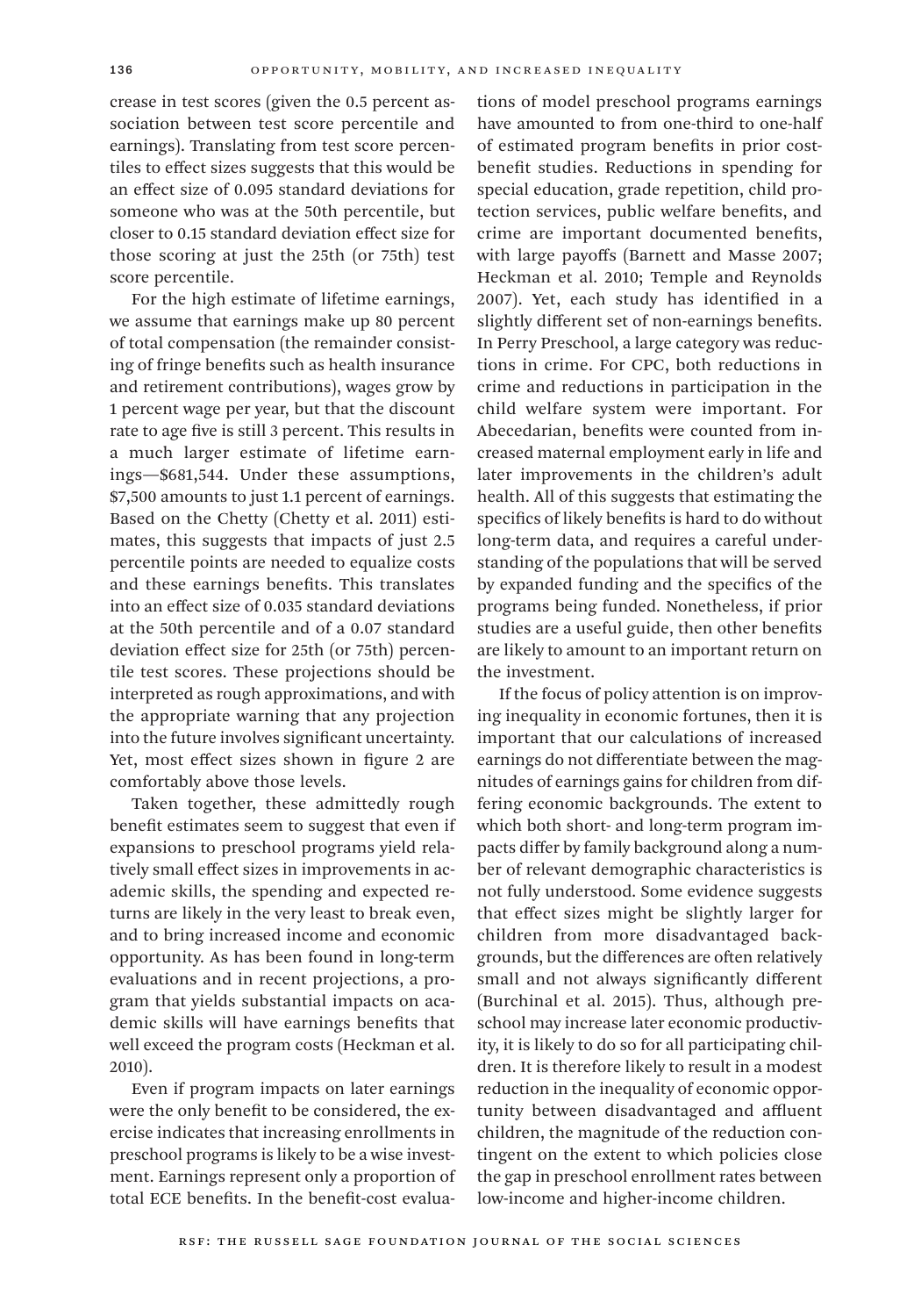crease in test scores (given the 0.5 percent association between test score percentile and earnings). Translating from test score percentiles to effect sizes suggests that this would be an effect size of 0.095 standard deviations for someone who was at the 50th percentile, but closer to 0.15 standard deviation effect size for those scoring at just the 25th (or 75th) test score percentile.

For the high estimate of lifetime earnings, we assume that earnings make up 80 percent of total compensation (the remainder consisting of fringe benefits such as health insurance and retirement contributions), wages grow by 1 percent wage per year, but that the discount rate to age five is still 3 percent. This results in a much larger estimate of lifetime earnings—$681,544. Under these assumptions, $7,500 amounts to just 1.1 percent of earnings. Based on the Chetty (Chetty et al. 2011) estimates, this suggests that impacts of just 2.5 percentile points are needed to equalize costs and these earnings benefits. This translates into an effect size of 0.035 standard deviations at the 50th percentile and of a 0.07 standard deviation effect size for 25th (or 75th) percentile test scores. These projections should be interpreted as rough approximations, and with the appropriate warning that any projection into the future involves significant uncertainty. Yet, most effect sizes shown in figure 2 are comfortably above those levels.

Taken together, these admittedly rough benefit estimates seem to suggest that even if expansions to preschool programs yield relatively small effect sizes in improvements in academic skills, the spending and expected returns are likely in the very least to break even, and to bring increased income and economic opportunity. As has been found in long-term evaluations and in recent projections, a program that yields substantial impacts on academic skills will have earnings benefits that well exceed the program costs (Heckman et al. 2010).

Even if program impacts on later earnings were the only benefit to be considered, the exercise indicates that increasing enrollments in preschool programs is likely to be a wise investment. Earnings represent only a proportion of total ECE benefits. In the benefit-cost evaluations of model preschool programs earnings have amounted to from one-third to one-half of estimated program benefits in prior cost-benefit studies. Reductions in spending for special education, grade repetition, child protection services, public welfare benefits, and crime are important documented benefits, with large payoffs (Barnett and Masse 2007; Heckman et al. 2010; Temple and Reynolds 2007). Yet, each study has identified in a slightly different set of non-earnings benefits. In Perry Preschool, a large category was reductions in crime. For CPC, both reductions in crime and reductions in participation in the child welfare system were important. For Abecedarian, benefits were counted from increased maternal employment early in life and later improvements in the children's adult health. All of this suggests that estimating the specifics of likely benefits is hard to do without long-term data, and requires a careful understanding of the populations that will be served by expanded funding and the specifics of the programs being funded. Nonetheless, if prior studies are a useful guide, then other benefits are likely to amount to an important return on the investment.

If the focus of policy attention is on improving inequality in economic fortunes, then it is important that our calculations of increased earnings do not differentiate between the magnitudes of earnings gains for children from differing economic backgrounds. The extent to which both short- and long-term program impacts differ by family background along a number of relevant demographic characteristics is not fully understood. Some evidence suggests that effect sizes might be slightly larger for children from more disadvantaged backgrounds, but the differences are often relatively small and not always significantly different (Burchinal et al. 2015). Thus, although preschool may increase later economic productivity, it is likely to do so for all participating children. It is therefore likely to result in a modest reduction in the inequality of economic opportunity between disadvantaged and affluent children, the magnitude of the reduction contingent on the extent to which policies close the gap in preschool enrollment rates between low-income and higher-income children.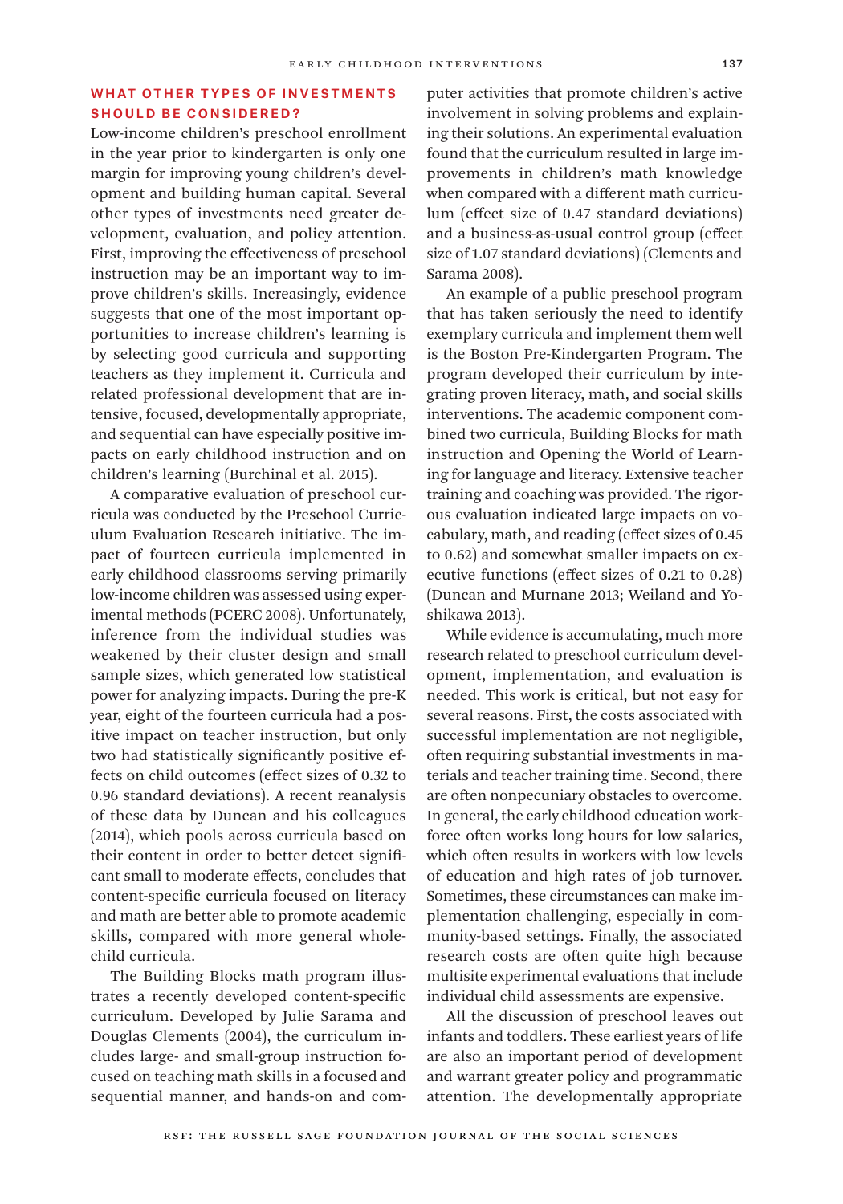## WHAT OTHER TYPES OF INVESTMENTS SHOULD BE CONSIDERED?

Low-income children's preschool enrollment in the year prior to kindergarten is only one margin for improving young children's development and building human capital. Several other types of investments need greater development, evaluation, and policy attention. First, improving the effectiveness of preschool instruction may be an important way to improve children's skills. Increasingly, evidence suggests that one of the most important opportunities to increase children's learning is by selecting good curricula and supporting teachers as they implement it. Curricula and related professional development that are intensive, focused, developmentally appropriate, and sequential can have especially positive impacts on early childhood instruction and on children's learning (Burchinal et al. 2015).

A comparative evaluation of preschool curricula was conducted by the Preschool Curriculum Evaluation Research initiative. The impact of fourteen curricula implemented in early childhood classrooms serving primarily low-income children was assessed using experimental methods (PCERC 2008). Unfortunately, inference from the individual studies was weakened by their cluster design and small sample sizes, which generated low statistical power for analyzing impacts. During the pre-K year, eight of the fourteen curricula had a positive impact on teacher instruction, but only two had statistically significantly positive effects on child outcomes (effect sizes of 0.32 to 0.96 standard deviations). A recent reanalysis of these data by Duncan and his colleagues (2014), which pools across curricula based on their content in order to better detect significant small to moderate effects, concludes that content-specific curricula focused on literacy and math are better able to promote academic skills, compared with more general whole-child curricula.

The Building Blocks math program illustrates a recently developed content-specific curriculum. Developed by Julie Sarama and Douglas Clements (2004), the curriculum includes large- and small-group instruction focused on teaching math skills in a focused and sequential manner, and hands-on and computer activities that promote children's active involvement in solving problems and explaining their solutions. An experimental evaluation found that the curriculum resulted in large improvements in children's math knowledge when compared with a different math curriculum (effect size of 0.47 standard deviations) and a business-as-usual control group (effect size of 1.07 standard deviations) (Clements and Sarama 2008).

An example of a public preschool program that has taken seriously the need to identify exemplary curricula and implement them well is the Boston Pre-Kindergarten Program. The program developed their curriculum by integrating proven literacy, math, and social skills interventions. The academic component combined two curricula, Building Blocks for math instruction and Opening the World of Learning for language and literacy. Extensive teacher training and coaching was provided. The rigorous evaluation indicated large impacts on vocabulary, math, and reading (effect sizes of 0.45 to 0.62) and somewhat smaller impacts on executive functions (effect sizes of 0.21 to 0.28) (Duncan and Murnane 2013; Weiland and Yoshikawa 2013).

While evidence is accumulating, much more research related to preschool curriculum development, implementation, and evaluation is needed. This work is critical, but not easy for several reasons. First, the costs associated with successful implementation are not negligible, often requiring substantial investments in materials and teacher training time. Second, there are often nonpecuniary obstacles to overcome. In general, the early childhood education workforce often works long hours for low salaries, which often results in workers with low levels of education and high rates of job turnover. Sometimes, these circumstances can make implementation challenging, especially in community-based settings. Finally, the associated research costs are often quite high because multisite experimental evaluations that include individual child assessments are expensive.

All the discussion of preschool leaves out infants and toddlers. These earliest years of life are also an important period of development and warrant greater policy and programmatic attention. The developmentally appropriate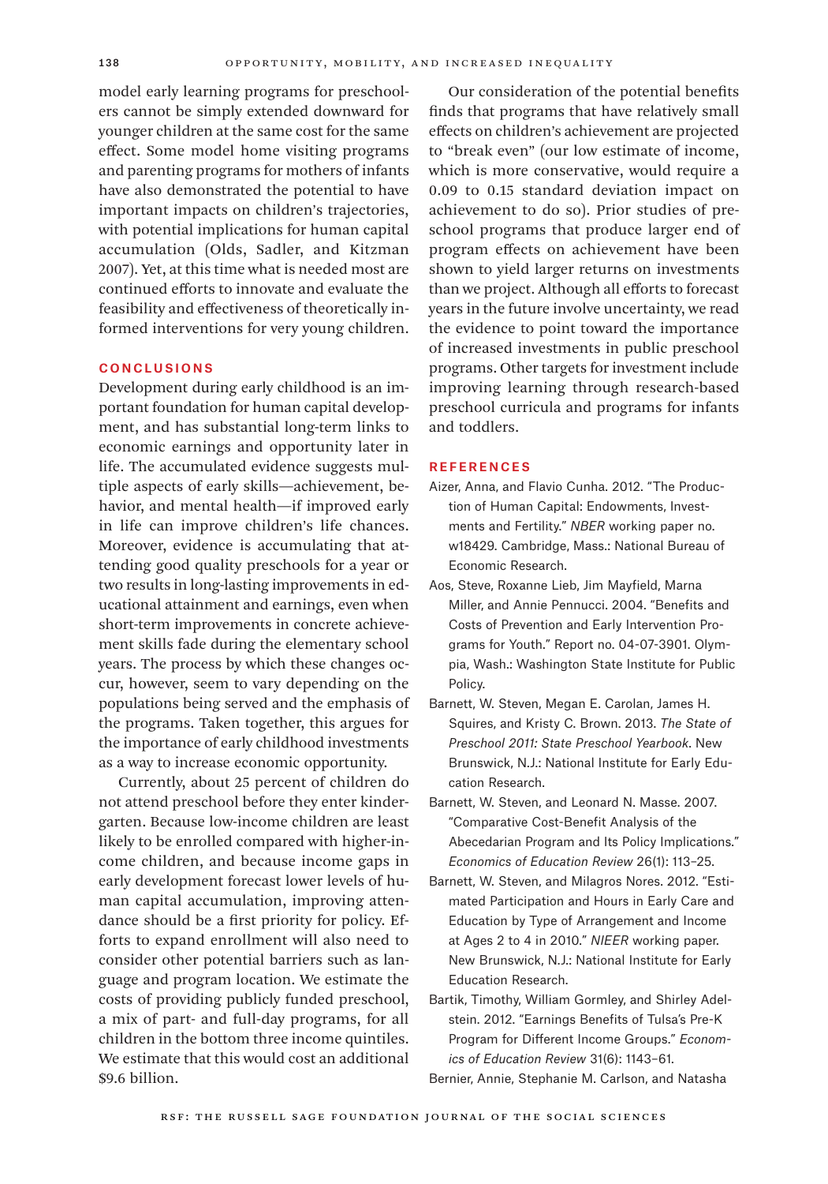model early learning programs for preschoolers cannot be simply extended downward for younger children at the same cost for the same effect. Some model home visiting programs and parenting programs for mothers of infants have also demonstrated the potential to have important impacts on children's trajectories, with potential implications for human capital accumulation (Olds, Sadler, and Kitzman 2007). Yet, at this time what is needed most are continued efforts to innovate and evaluate the feasibility and effectiveness of theoretically informed interventions for very young children.

## CONCLUSIONS

Development during early childhood is an important foundation for human capital development, and has substantial long-term links to economic earnings and opportunity later in life. The accumulated evidence suggests multiple aspects of early skills—achievement, behavior, and mental health—if improved early in life can improve children's life chances. Moreover, evidence is accumulating that attending good quality preschools for a year or two results in long-lasting improvements in educational attainment and earnings, even when short-term improvements in concrete achievement skills fade during the elementary school years. The process by which these changes occur, however, seem to vary depending on the populations being served and the emphasis of the programs. Taken together, this argues for the importance of early childhood investments as a way to increase economic opportunity.

Currently, about 25 percent of children do not attend preschool before they enter kindergarten. Because low-income children are least likely to be enrolled compared with higher-income children, and because income gaps in early development forecast lower levels of human capital accumulation, improving attendance should be a first priority for policy. Efforts to expand enrollment will also need to consider other potential barriers such as language and program location. We estimate the costs of providing publicly funded preschool, a mix of part- and full-day programs, for all children in the bottom three income quintiles. We estimate that this would cost an additional $9.6 billion.

Our consideration of the potential benefits finds that programs that have relatively small effects on children's achievement are projected to "break even" (our low estimate of income, which is more conservative, would require a 0.09 to 0.15 standard deviation impact on achievement to do so). Prior studies of preschool programs that produce larger end of program effects on achievement have been shown to yield larger returns on investments than we project. Although all efforts to forecast years in the future involve uncertainty, we read the evidence to point toward the importance of increased investments in public preschool programs. Other targets for investment include improving learning through research-based preschool curricula and programs for infants and toddlers.

## REFERENCES

Aizer, Anna, and Flavio Cunha. 2012. "The Production of Human Capital: Endowments, Investments and Fertility." *NBER* working paper no. w18429. Cambridge, Mass.: National Bureau of Economic Research.

Aos, Steve, Roxanne Lieb, Jim Mayfield, Marna Miller, and Annie Pennucci. 2004. "Benefits and Costs of Prevention and Early Intervention Programs for Youth." Report no. 04-07-3901. Olympia, Wash.: Washington State Institute for Public Policy.

Barnett, W. Steven, Megan E. Carolan, James H. Squires, and Kristy C. Brown. 2013. *The State of Preschool 2011: State Preschool Yearbook*. New Brunswick, N.J.: National Institute for Early Education Research.

Barnett, W. Steven, and Leonard N. Masse. 2007. "Comparative Cost-Benefit Analysis of the Abecedarian Program and Its Policy Implications." *Economics of Education Review* 26(1): 113–25.

Barnett, W. Steven, and Milagros Nores. 2012. "Estimated Participation and Hours in Early Care and Education by Type of Arrangement and Income at Ages 2 to 4 in 2010." *NIEER* working paper. New Brunswick, N.J.: National Institute for Early Education Research.

Bartik, Timothy, William Gormley, and Shirley Adelstein. 2012. "Earnings Benefits of Tulsa's Pre-K Program for Different Income Groups." *Economics of Education Review* 31(6): 1143–61.

Bernier, Annie, Stephanie M. Carlson, and Natasha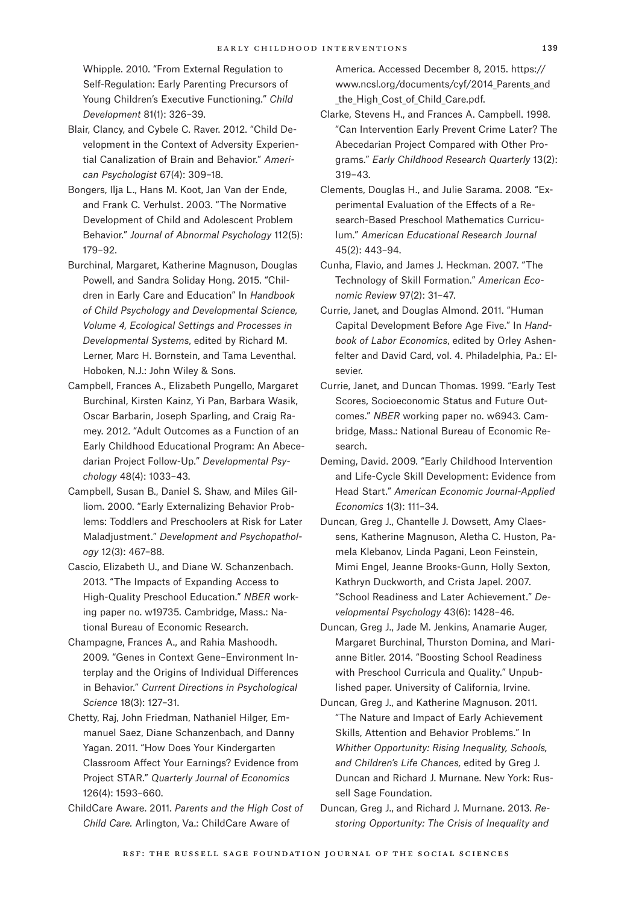Whipple. 2010. "From External Regulation to Self-Regulation: Early Parenting Precursors of Young Children's Executive Functioning." *Child Development* 81(1): 326–39.

Blair, Clancy, and Cybele C. Raver. 2012. "Child Development in the Context of Adversity Experiential Canalization of Brain and Behavior." *American Psychologist* 67(4): 309–18.

Bongers, Ilja L., Hans M. Koot, Jan Van der Ende, and Frank C. Verhulst. 2003. "The Normative Development of Child and Adolescent Problem Behavior." *Journal of Abnormal Psychology* 112(5): 179–92.

Burchinal, Margaret, Katherine Magnuson, Douglas Powell, and Sandra Soliday Hong. 2015. "Children in Early Care and Education" In *Handbook of Child Psychology and Developmental Science, Volume 4, Ecological Settings and Processes in Developmental Systems*, edited by Richard M. Lerner, Marc H. Bornstein, and Tama Leventhal. Hoboken, N.J.: John Wiley & Sons.

Campbell, Frances A., Elizabeth Pungello, Margaret Burchinal, Kirsten Kainz, Yi Pan, Barbara Wasik, Oscar Barbarin, Joseph Sparling, and Craig Ramey. 2012. "Adult Outcomes as a Function of an Early Childhood Educational Program: An Abecedarian Project Follow-Up." *Developmental Psychology* 48(4): 1033–43.

Campbell, Susan B., Daniel S. Shaw, and Miles Gilliom. 2000. "Early Externalizing Behavior Problems: Toddlers and Preschoolers at Risk for Later Maladjustment." *Development and Psychopathology* 12(3): 467–88.

Cascio, Elizabeth U., and Diane W. Schanzenbach. 2013. "The Impacts of Expanding Access to High-Quality Preschool Education." *NBER* working paper no. w19735. Cambridge, Mass.: National Bureau of Economic Research.

Champagne, Frances A., and Rahia Mashoodh. 2009. "Genes in Context Gene–Environment Interplay and the Origins of Individual Differences in Behavior." *Current Directions in Psychological Science* 18(3): 127–31.

Chetty, Raj, John Friedman, Nathaniel Hilger, Emmanuel Saez, Diane Schanzenbach, and Danny Yagan. 2011. "How Does Your Kindergarten Classroom Affect Your Earnings? Evidence from Project STAR." *Quarterly Journal of Economics* 126(4): 1593–660.

ChildCare Aware. 2011. *Parents and the High Cost of Child Care.* Arlington, Va.: ChildCare Aware of America. Accessed December 8, 2015. https://www.ncsl.org/documents/cyf/2014_Parents_and_the_High_Cost_of_Child_Care.pdf.

Clarke, Stevens H., and Frances A. Campbell. 1998. "Can Intervention Early Prevent Crime Later? The Abecedarian Project Compared with Other Programs." *Early Childhood Research Quarterly* 13(2): 319–43.

Clements, Douglas H., and Julie Sarama. 2008. "Experimental Evaluation of the Effects of a Research-Based Preschool Mathematics Curriculum." *American Educational Research Journal* 45(2): 443–94.

Cunha, Flavio, and James J. Heckman. 2007. "The Technology of Skill Formation." *American Economic Review* 97(2): 31–47.

Currie, Janet, and Douglas Almond. 2011. "Human Capital Development Before Age Five." In *Handbook of Labor Economics*, edited by Orley Ashenfelter and David Card, vol. 4. Philadelphia, Pa.: Elsevier.

Currie, Janet, and Duncan Thomas. 1999. "Early Test Scores, Socioeconomic Status and Future Outcomes." *NBER* working paper no. w6943. Cambridge, Mass.: National Bureau of Economic Research.

Deming, David. 2009. "Early Childhood Intervention and Life-Cycle Skill Development: Evidence from Head Start." *American Economic Journal-Applied Economics* 1(3): 111–34.

Duncan, Greg J., Chantelle J. Dowsett, Amy Claessens, Katherine Magnuson, Aletha C. Huston, Pamela Klebanov, Linda Pagani, Leon Feinstein, Mimi Engel, Jeanne Brooks-Gunn, Holly Sexton, Kathryn Duckworth, and Crista Japel. 2007. "School Readiness and Later Achievement." *Developmental Psychology* 43(6): 1428–46.

Duncan, Greg J., Jade M. Jenkins, Anamarie Auger, Margaret Burchinal, Thurston Domina, and Marianne Bitler. 2014. "Boosting School Readiness with Preschool Curricula and Quality." Unpublished paper. University of California, Irvine.

Duncan, Greg J., and Katherine Magnuson. 2011. "The Nature and Impact of Early Achievement Skills, Attention and Behavior Problems." In *Whither Opportunity: Rising Inequality, Schools, and Children's Life Chances,* edited by Greg J. Duncan and Richard J. Murnane. New York: Russell Sage Foundation.

Duncan, Greg J., and Richard J. Murnane. 2013. *Restoring Opportunity: The Crisis of Inequality and*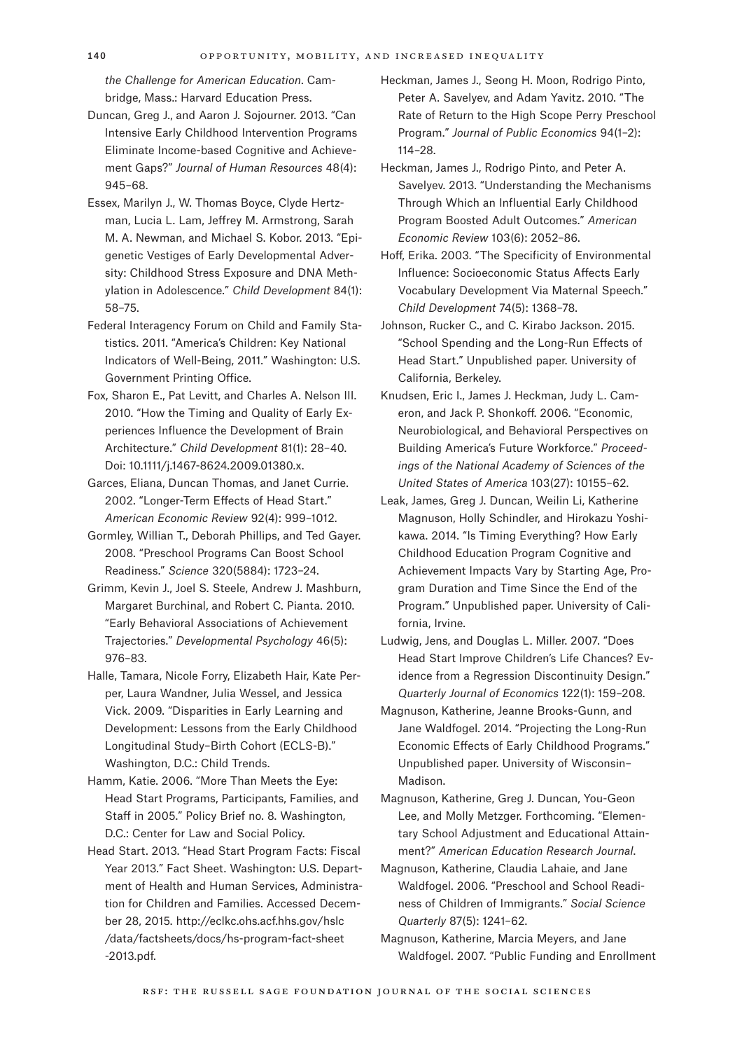*the Challenge for American Education*. Cambridge, Mass.: Harvard Education Press.

Duncan, Greg J., and Aaron J. Sojourner. 2013. "Can Intensive Early Childhood Intervention Programs Eliminate Income-based Cognitive and Achievement Gaps?" *Journal of Human Resources* 48(4): 945–68.

Essex, Marilyn J., W. Thomas Boyce, Clyde Hertzman, Lucia L. Lam, Jeffrey M. Armstrong, Sarah M. A. Newman, and Michael S. Kobor. 2013. "Epigenetic Vestiges of Early Developmental Adversity: Childhood Stress Exposure and DNA Methylation in Adolescence." *Child Development* 84(1): 58–75.

Federal Interagency Forum on Child and Family Statistics. 2011. "America's Children: Key National Indicators of Well-Being, 2011." Washington: U.S. Government Printing Office.

Fox, Sharon E., Pat Levitt, and Charles A. Nelson III. 2010. "How the Timing and Quality of Early Experiences Influence the Development of Brain Architecture." *Child Development* 81(1): 28–40. Doi: 10.1111/j.1467-8624.2009.01380.x.

Garces, Eliana, Duncan Thomas, and Janet Currie. 2002. "Longer-Term Effects of Head Start." *American Economic Review* 92(4): 999–1012.

Gormley, Willian T., Deborah Phillips, and Ted Gayer. 2008. "Preschool Programs Can Boost School Readiness." *Science* 320(5884): 1723–24.

Grimm, Kevin J., Joel S. Steele, Andrew J. Mashburn, Margaret Burchinal, and Robert C. Pianta. 2010. "Early Behavioral Associations of Achievement Trajectories." *Developmental Psychology* 46(5): 976–83.

Halle, Tamara, Nicole Forry, Elizabeth Hair, Kate Perper, Laura Wandner, Julia Wessel, and Jessica Vick. 2009. "Disparities in Early Learning and Development: Lessons from the Early Childhood Longitudinal Study–Birth Cohort (ECLS-B)." Washington, D.C.: Child Trends.

Hamm, Katie. 2006. "More Than Meets the Eye: Head Start Programs, Participants, Families, and Staff in 2005." Policy Brief no. 8. Washington, D.C.: Center for Law and Social Policy.

Head Start. 2013. "Head Start Program Facts: Fiscal Year 2013." Fact Sheet. Washington: U.S. Department of Health and Human Services, Administration for Children and Families. Accessed December 28, 2015. http://eclkc.ohs.acf.hhs.gov/hslc/data/factsheets/docs/hs-program-fact-sheet-2013.pdf.

Heckman, James J., Seong H. Moon, Rodrigo Pinto, Peter A. Savelyev, and Adam Yavitz. 2010. "The Rate of Return to the High Scope Perry Preschool Program." *Journal of Public Economics* 94(1–2): 114–28.

Heckman, James J., Rodrigo Pinto, and Peter A. Savelyev. 2013. "Understanding the Mechanisms Through Which an Influential Early Childhood Program Boosted Adult Outcomes." *American Economic Review* 103(6): 2052–86.

Hoff, Erika. 2003. "The Specificity of Environmental Influence: Socioeconomic Status Affects Early Vocabulary Development Via Maternal Speech." *Child Development* 74(5): 1368–78.

Johnson, Rucker C., and C. Kirabo Jackson. 2015. "School Spending and the Long-Run Effects of Head Start." Unpublished paper. University of California, Berkeley.

Knudsen, Eric I., James J. Heckman, Judy L. Cameron, and Jack P. Shonkoff. 2006. "Economic, Neurobiological, and Behavioral Perspectives on Building America's Future Workforce." *Proceedings of the National Academy of Sciences of the United States of America* 103(27): 10155–62.

Leak, James, Greg J. Duncan, Weilin Li, Katherine Magnuson, Holly Schindler, and Hirokazu Yoshikawa. 2014. "Is Timing Everything? How Early Childhood Education Program Cognitive and Achievement Impacts Vary by Starting Age, Program Duration and Time Since the End of the Program." Unpublished paper. University of California, Irvine.

Ludwig, Jens, and Douglas L. Miller. 2007. "Does Head Start Improve Children's Life Chances? Evidence from a Regression Discontinuity Design." *Quarterly Journal of Economics* 122(1): 159–208.

Magnuson, Katherine, Jeanne Brooks-Gunn, and Jane Waldfogel. 2014. "Projecting the Long-Run Economic Effects of Early Childhood Programs." Unpublished paper. University of Wisconsin–Madison.

Magnuson, Katherine, Greg J. Duncan, You-Geon Lee, and Molly Metzger. Forthcoming. "Elementary School Adjustment and Educational Attainment?" *American Education Research Journal*.

Magnuson, Katherine, Claudia Lahaie, and Jane Waldfogel. 2006. "Preschool and School Readiness of Children of Immigrants." *Social Science Quarterly* 87(5): 1241–62.

Magnuson, Katherine, Marcia Meyers, and Jane Waldfogel. 2007. "Public Funding and Enrollment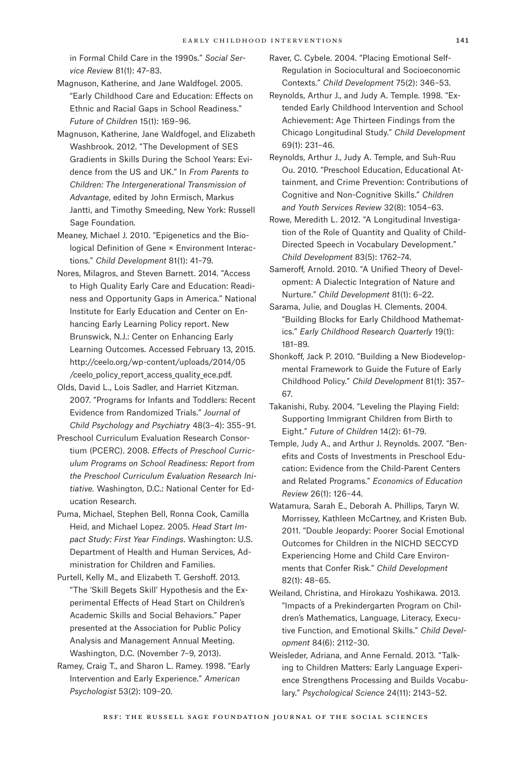in Formal Child Care in the 1990s." *Social Service Review* 81(1): 47–83.

Magnuson, Katherine, and Jane Waldfogel. 2005. "Early Childhood Care and Education: Effects on Ethnic and Racial Gaps in School Readiness." *Future of Children* 15(1): 169–96.

Magnuson, Katherine, Jane Waldfogel, and Elizabeth Washbrook. 2012. "The Development of SES Gradients in Skills During the School Years: Evidence from the US and UK." In *From Parents to Children: The Intergenerational Transmission of Advantage*, edited by John Ermisch, Markus Jantti, and Timothy Smeeding, New York: Russell Sage Foundation.

Meaney, Michael J. 2010. "Epigenetics and the Biological Definition of Gene × Environment Interactions." *Child Development* 81(1): 41–79.

Nores, Milagros, and Steven Barnett. 2014. "Access to High Quality Early Care and Education: Readiness and Opportunity Gaps in America." National Institute for Early Education and Center on Enhancing Early Learning Policy report. New Brunswick, N.J.: Center on Enhancing Early Learning Outcomes. Accessed February 13, 2015. http://ceelo.org/wp-content/uploads/2014/05/ceelo_policy_report_access_quality_ece.pdf.

Olds, David L., Lois Sadler, and Harriet Kitzman. 2007. "Programs for Infants and Toddlers: Recent Evidence from Randomized Trials." *Journal of Child Psychology and Psychiatry* 48(3–4): 355–91.

Preschool Curriculum Evaluation Research Consortium (PCERC). 2008. *Effects of Preschool Curriculum Programs on School Readiness: Report from the Preschool Curriculum Evaluation Research Initiative.* Washington, D.C.: National Center for Education Research.

Puma, Michael, Stephen Bell, Ronna Cook, Camilla Heid, and Michael Lopez. 2005. *Head Start Impact Study: First Year Findings*. Washington: U.S. Department of Health and Human Services, Administration for Children and Families.

Purtell, Kelly M., and Elizabeth T. Gershoff. 2013. "The 'Skill Begets Skill' Hypothesis and the Experimental Effects of Head Start on Children's Academic Skills and Social Behaviors." Paper presented at the Association for Public Policy Analysis and Management Annual Meeting. Washington, D.C. (November 7–9, 2013).

Ramey, Craig T., and Sharon L. Ramey. 1998. "Early Intervention and Early Experience." *American Psychologist* 53(2): 109–20.

Raver, C. Cybele. 2004. "Placing Emotional Self-Regulation in Sociocultural and Socioeconomic Contexts." *Child Development* 75(2): 346–53.

Reynolds, Arthur J., and Judy A. Temple. 1998. "Extended Early Childhood Intervention and School Achievement: Age Thirteen Findings from the Chicago Longitudinal Study." *Child Development* 69(1): 231–46.

Reynolds, Arthur J., Judy A. Temple, and Suh-Ruu Ou. 2010. "Preschool Education, Educational Attainment, and Crime Prevention: Contributions of Cognitive and Non-Cognitive Skills." *Children and Youth Services Review* 32(8): 1054–63.

Rowe, Meredith L. 2012. "A Longitudinal Investigation of the Role of Quantity and Quality of Child-Directed Speech in Vocabulary Development." *Child Development* 83(5): 1762–74.

Sameroff, Arnold. 2010. "A Unified Theory of Development: A Dialectic Integration of Nature and Nurture." *Child Development* 81(1): 6–22.

Sarama, Julie, and Douglas H. Clements. 2004. "Building Blocks for Early Childhood Mathematics." *Early Childhood Research Quarterly* 19(1): 181–89.

Shonkoff, Jack P. 2010. "Building a New Biodevelopmental Framework to Guide the Future of Early Childhood Policy." *Child Development* 81(1): 357–67.

Takanishi, Ruby. 2004. "Leveling the Playing Field: Supporting Immigrant Children from Birth to Eight." *Future of Children* 14(2): 61–79.

Temple, Judy A., and Arthur J. Reynolds. 2007. "Benefits and Costs of Investments in Preschool Education: Evidence from the Child-Parent Centers and Related Programs." *Economics of Education Review* 26(1): 126–44.

Watamura, Sarah E., Deborah A. Phillips, Taryn W. Morrissey, Kathleen McCartney, and Kristen Bub. 2011. "Double Jeopardy: Poorer Social Emotional Outcomes for Children in the NICHD SECCYD Experiencing Home and Child Care Environments that Confer Risk." *Child Development* 82(1): 48–65.

Weiland, Christina, and Hirokazu Yoshikawa. 2013. "Impacts of a Prekindergarten Program on Children's Mathematics, Language, Literacy, Executive Function, and Emotional Skills." *Child Development* 84(6): 2112–30.

Weisleder, Adriana, and Anne Fernald. 2013. "Talking to Children Matters: Early Language Experience Strengthens Processing and Builds Vocabulary." *Psychological Science* 24(11): 2143–52.